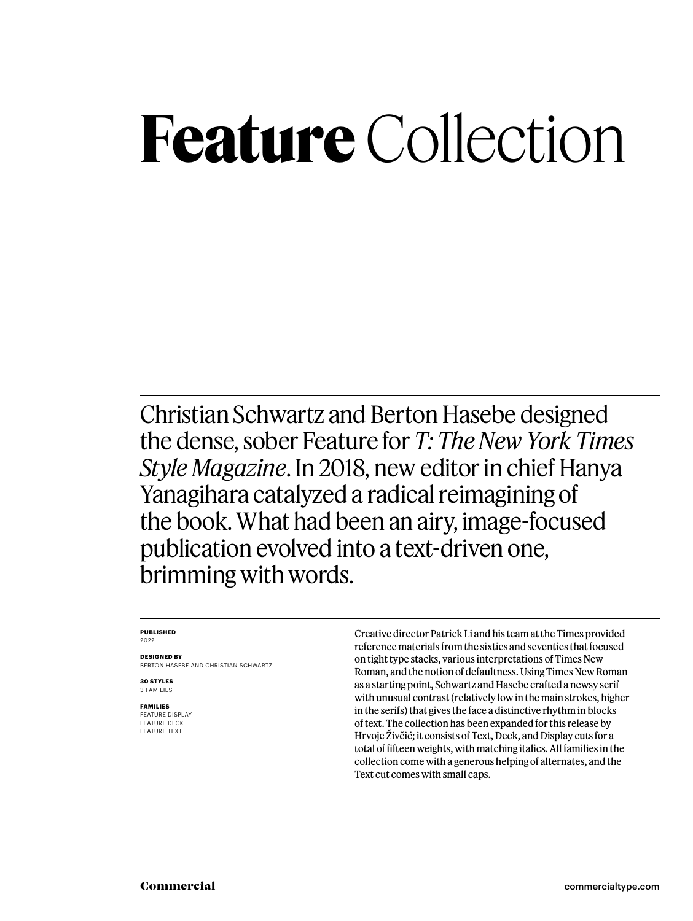# **Feature** Collection

Christian Schwartz and Berton Hasebe designed the dense, sober Feature for *T: The New York Times Style Magazine*. In 2018, new editor in chief Hanya Yanagihara catalyzed a radical reimagining of the book. What had been an airy, image-focused publication evolved into a text-driven one, brimming with words.

**PUBLISHED**
2022

**DESIGNED BY**
BERTON HASEBE AND CHRISTIAN SCHWARTZ

**30 STYLES**
3 FAMILIES

**FAMILIES**
FEATURE DISPLAY
FEATURE DECK
FEATURE TEXT

Creative director Patrick Li and his team at the Times provided reference materials from the sixties and seventies that focused on tight type stacks, various interpretations of Times New Roman, and the notion of defaultness. Using Times New Roman as a starting point, Schwartz and Hasebe crafted a newsy serif with unusual contrast (relatively low in the main strokes, higher in the serifs) that gives the face a distinctive rhythm in blocks of text. The collection has been expanded for this release by Hrvoje Živčić; it consists of Text, Deck, and Display cuts for a total of fifteen weights, with matching italics. All families in the collection come with a generous helping of alternates, and the Text cut comes with small caps.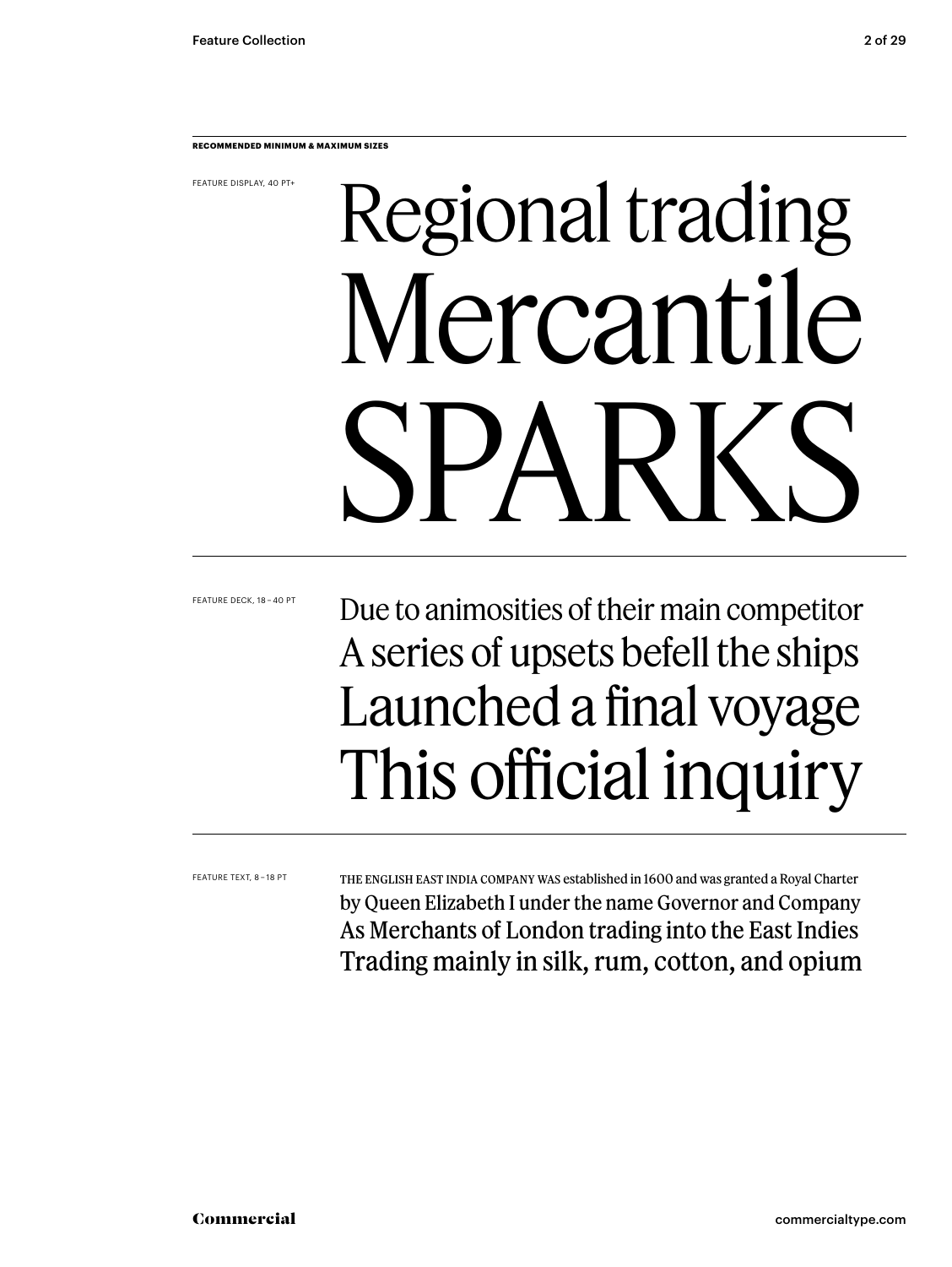**RECOMMENDED MINIMUM & MAXIMUM SIZES**

FEATURE DISPLAY, 40 PT+

# Regional trading
# Mercantile
# SPARKS

FEATURE DECK, 18 – 40 PT

Due to animosities of their main competitor
A series of upsets befell the ships
Launched a final voyage
This official inquiry

FEATURE TEXT, 8 – 18 PT

THE ENGLISH EAST INDIA COMPANY WAS established in 1600 and was granted a Royal Charter
by Queen Elizabeth I under the name Governor and Company
As Merchants of London trading into the East Indies
Trading mainly in silk, rum, cotton, and opium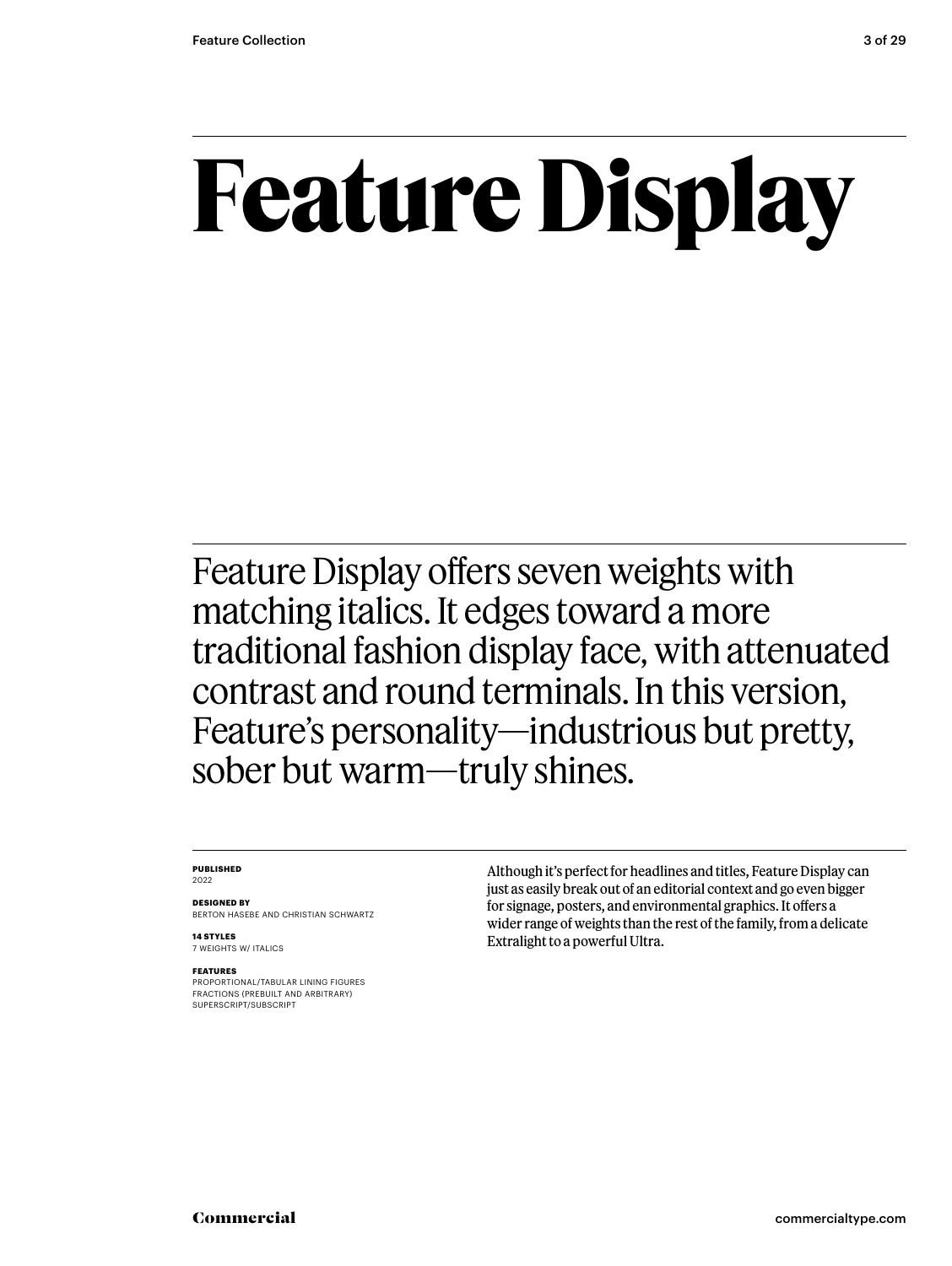# Feature Display

Feature Display offers seven weights with matching italics. It edges toward a more traditional fashion display face, with attenuated contrast and round terminals. In this version, Feature's personality—industrious but pretty, sober but warm—truly shines.

**PUBLISHED**
2022

**DESIGNED BY**
BERTON HASEBE AND CHRISTIAN SCHWARTZ

**14 STYLES**
7 WEIGHTS W/ ITALICS

**FEATURES**
PROPORTIONAL/TABULAR LINING FIGURES
FRACTIONS (PREBUILT AND ARBITRARY)
SUPERSCRIPT/SUBSCRIPT

Although it's perfect for headlines and titles, Feature Display can just as easily break out of an editorial context and go even bigger for signage, posters, and environmental graphics. It offers a wider range of weights than the rest of the family, from a delicate Extralight to a powerful Ultra.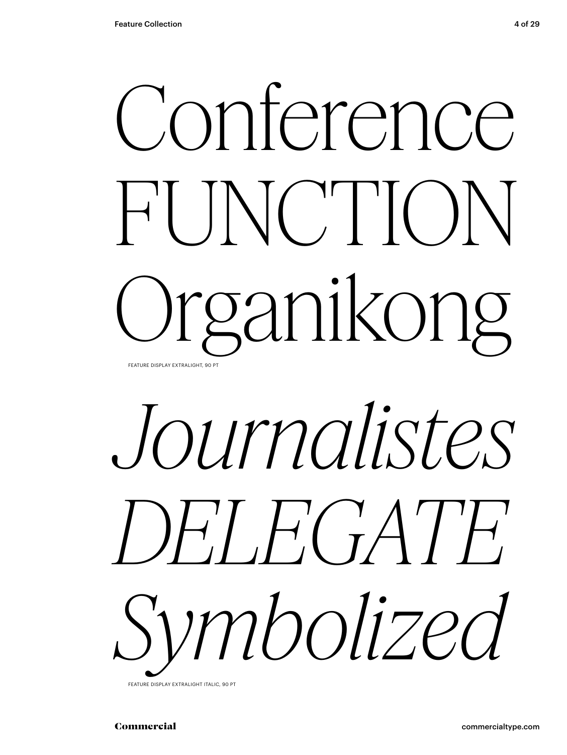Conference
FUNCTION
Organikong

FEATURE DISPLAY EXTRALIGHT, 90 PT

*Journalistes*
*DELEGATE*
*Symbolized*

FEATURE DISPLAY EXTRALIGHT ITALIC, 90 PT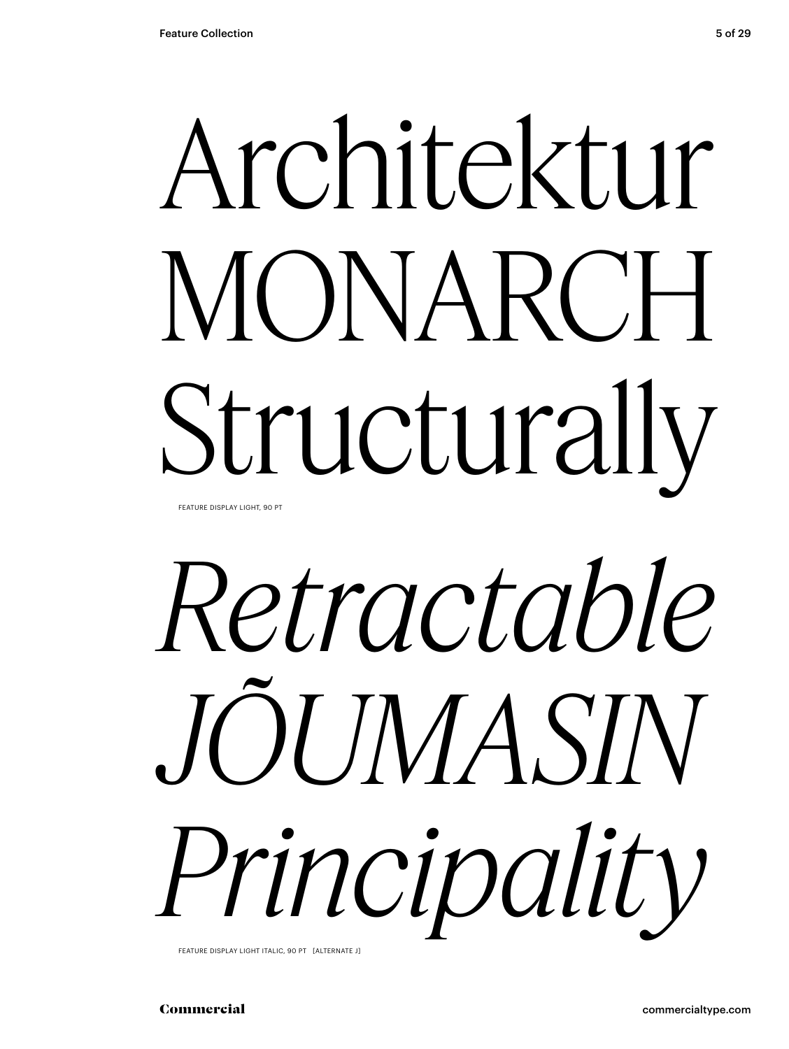Architektur
MONARCH
Structurally

FEATURE DISPLAY LIGHT, 90 PT

*Retractable*
*JÕUMASIN*
*Principality*

FEATURE DISPLAY LIGHT ITALIC, 90 PT [ALTERNATE J]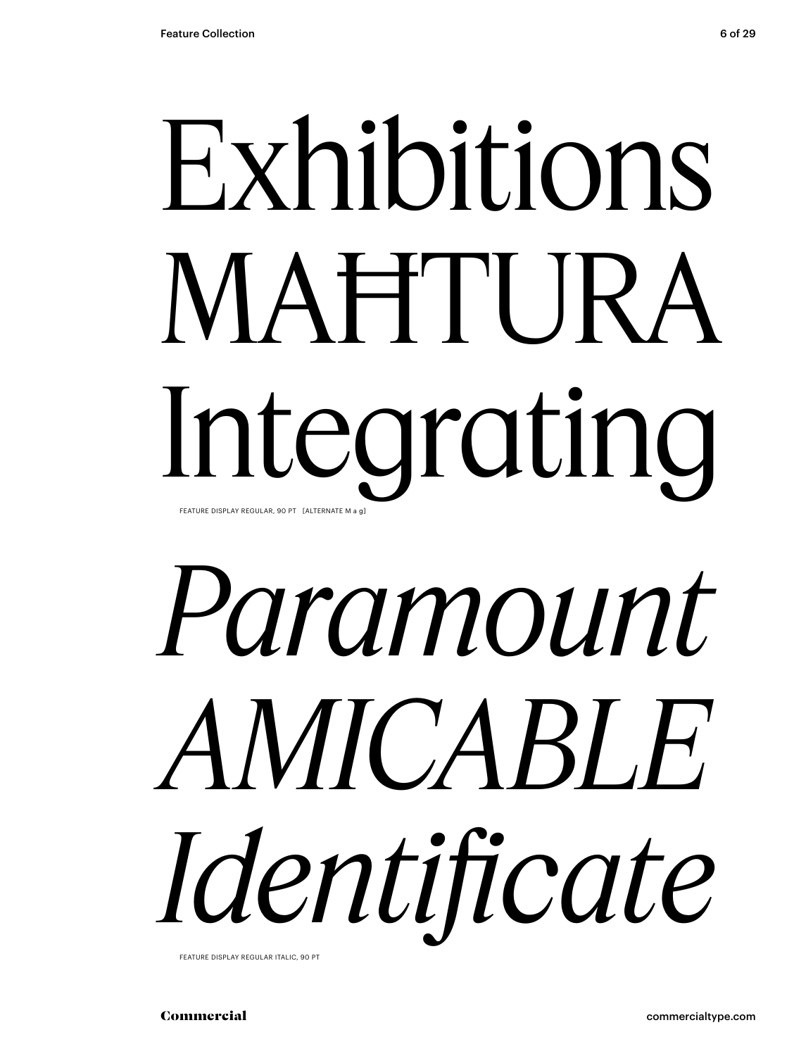Exhibitions
MAĦTURA
Integrating

FEATURE DISPLAY REGULAR, 90 PT [ALTERNATE M a g]

*Paramount*
*AMICABLE*
*Identificate*

FEATURE DISPLAY REGULAR ITALIC, 90 PT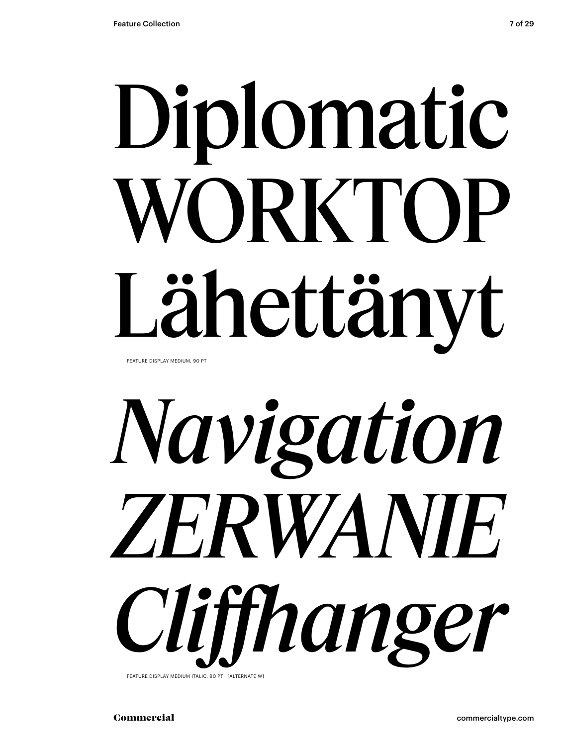Diplomatic
WORKTOP
Lähettänyt

FEATURE DISPLAY MEDIUM, 90 PT

*Navigation*
*ZERWANIE*
*Cliffhanger*

FEATURE DISPLAY MEDIUM ITALIC, 90 PT [ALTERNATE W]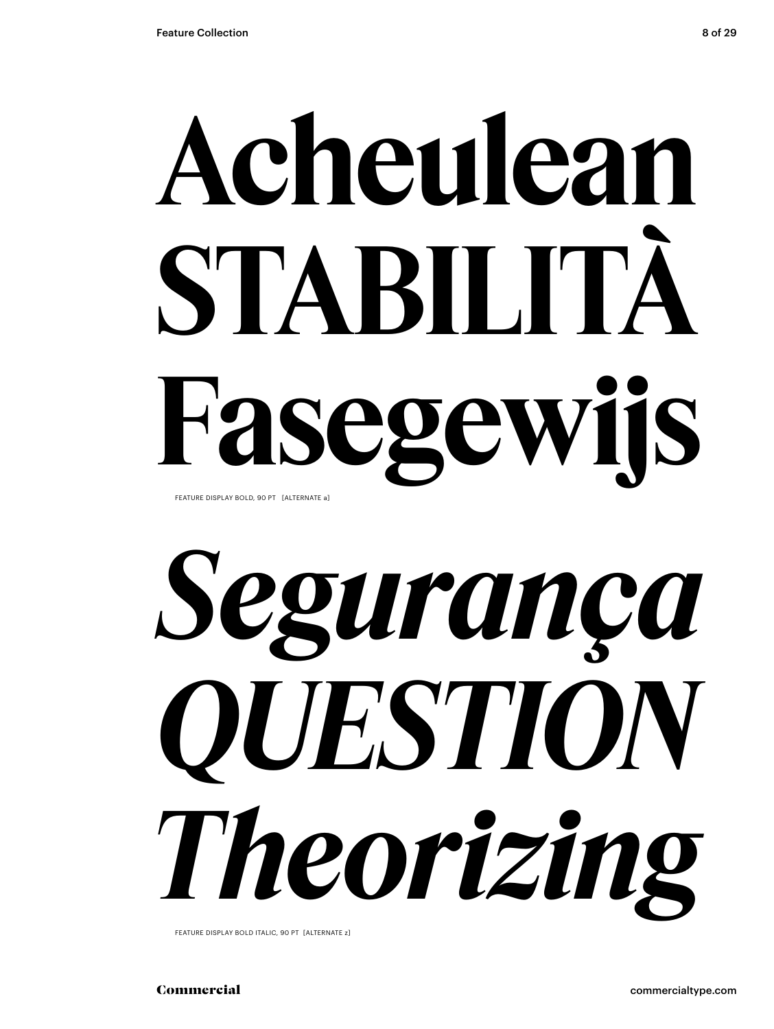**Acheulean**
**STABILITÀ**
**Fasegewijs**

FEATURE DISPLAY BOLD, 90 PT [ALTERNATE a]

***Segurança***
***QUESTION***
***Theorizing***

FEATURE DISPLAY BOLD ITALIC, 90 PT [ALTERNATE z]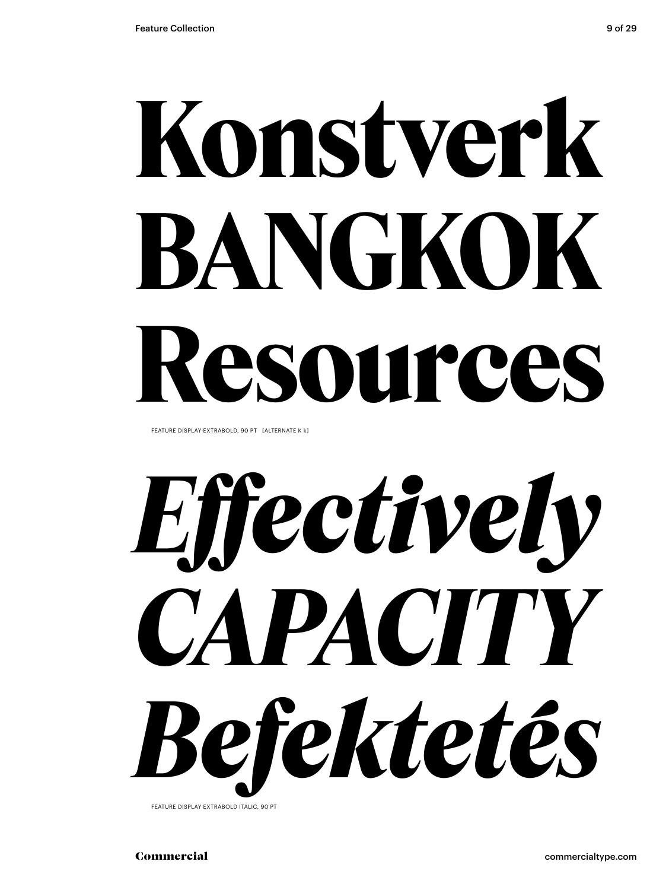# Konstverk BANGKOK Resources

FEATURE DISPLAY EXTRABOLD, 90 PT [ALTERNATE K k]

# *Effectively CAPACITY Befektetés*

FEATURE DISPLAY EXTRABOLD ITALIC, 90 PT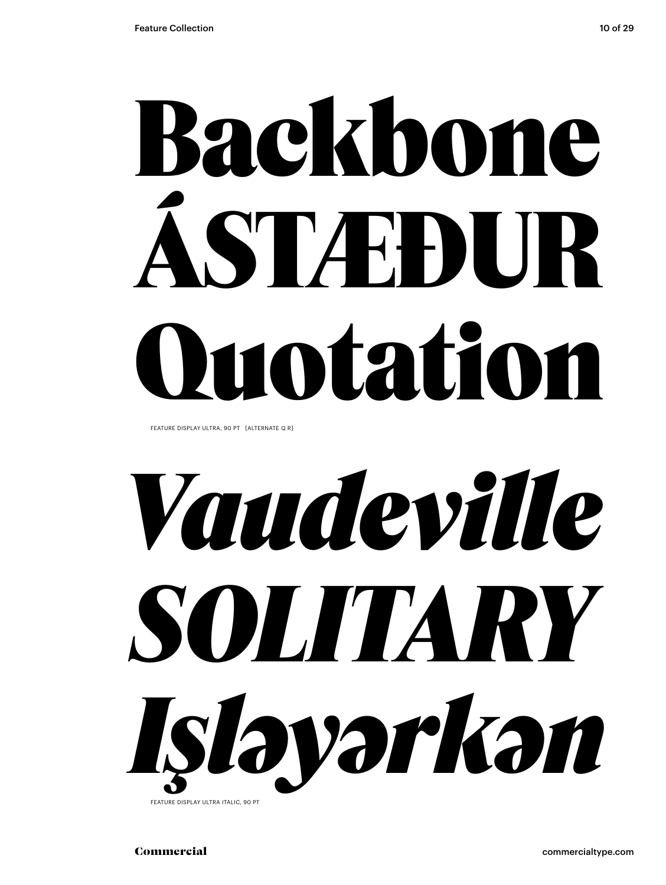# Backbone
# ÁSTÆÐUR
# Quotation

FEATURE DISPLAY ULTRA, 90 PT [ALTERNATE Q R]

# *Vaudeville*
# *SOLITARY*
# *Işləyərkən*

FEATURE DISPLAY ULTRA ITALIC, 90 PT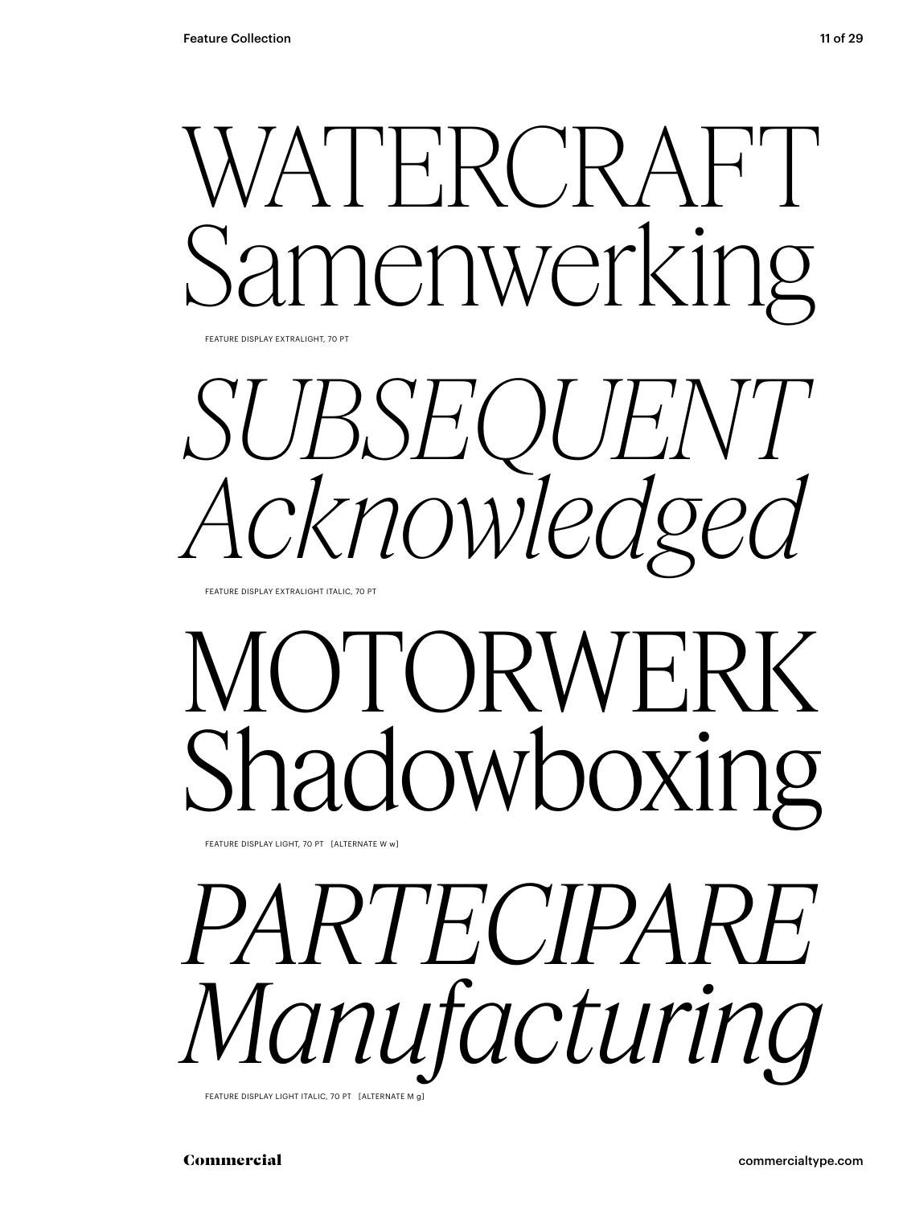WATERCRAFT
Samenwerking

FEATURE DISPLAY EXTRALIGHT, 70 PT

*SUBSEQUENT*
*Acknowledged*

FEATURE DISPLAY EXTRALIGHT ITALIC, 70 PT

MOTORWERK
Shadowboxing

FEATURE DISPLAY LIGHT, 70 PT [ALTERNATE W w]

*PARTECIPARE*
*Manufacturing*

FEATURE DISPLAY LIGHT ITALIC, 70 PT [ALTERNATE M g]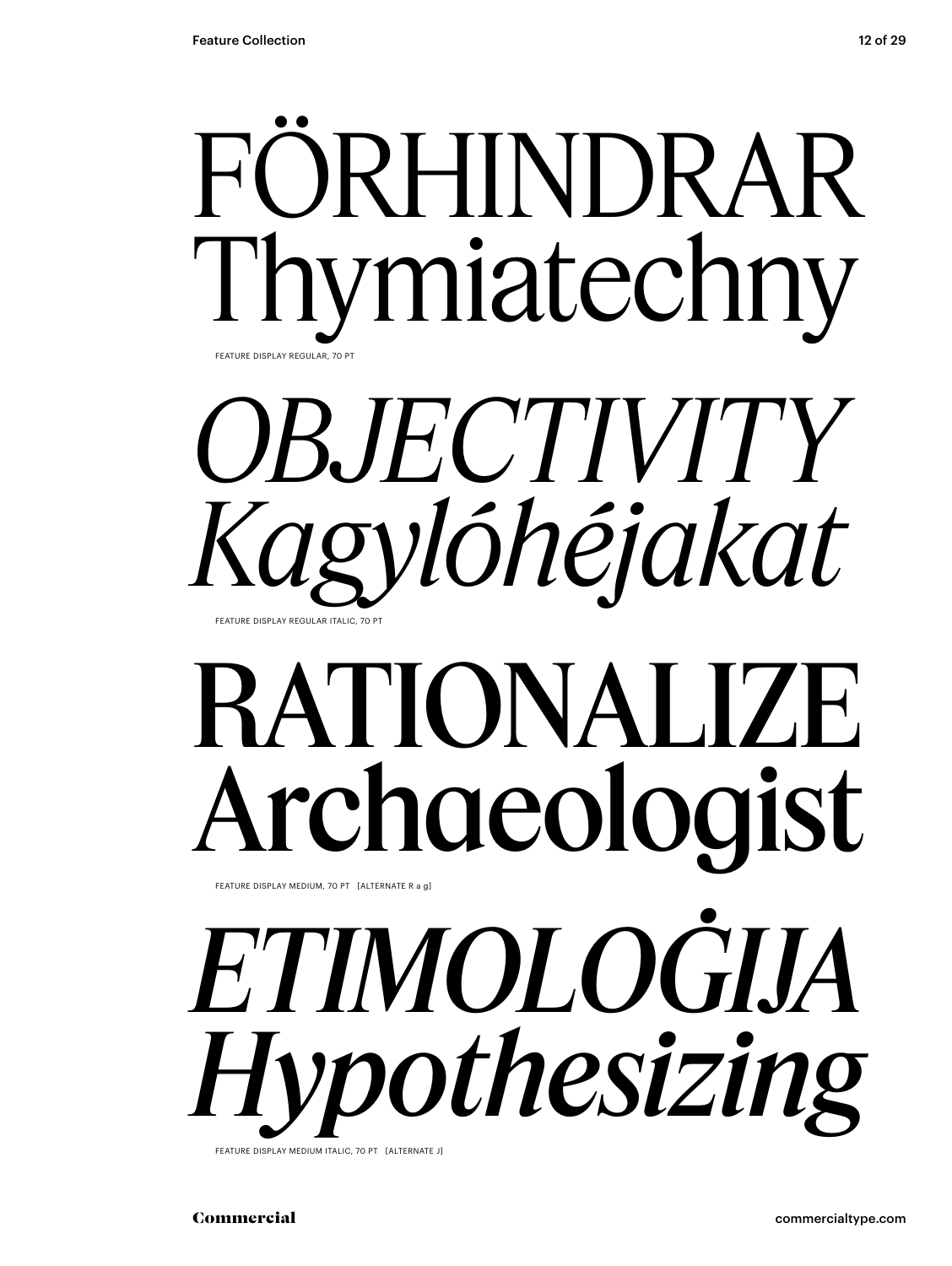FÖRHINDRAR
Thymiatechny

FEATURE DISPLAY REGULAR, 70 PT

*OBJECTIVITY*
*Kagylóhéjakat*

FEATURE DISPLAY REGULAR ITALIC, 70 PT

**RATIONALIZE**
**Archaeologist**

FEATURE DISPLAY MEDIUM, 70 PT [ALTERNATE R a g]

***ETIMOLOĠIJA***
***Hypothesizing***

FEATURE DISPLAY MEDIUM ITALIC, 70 PT [ALTERNATE J]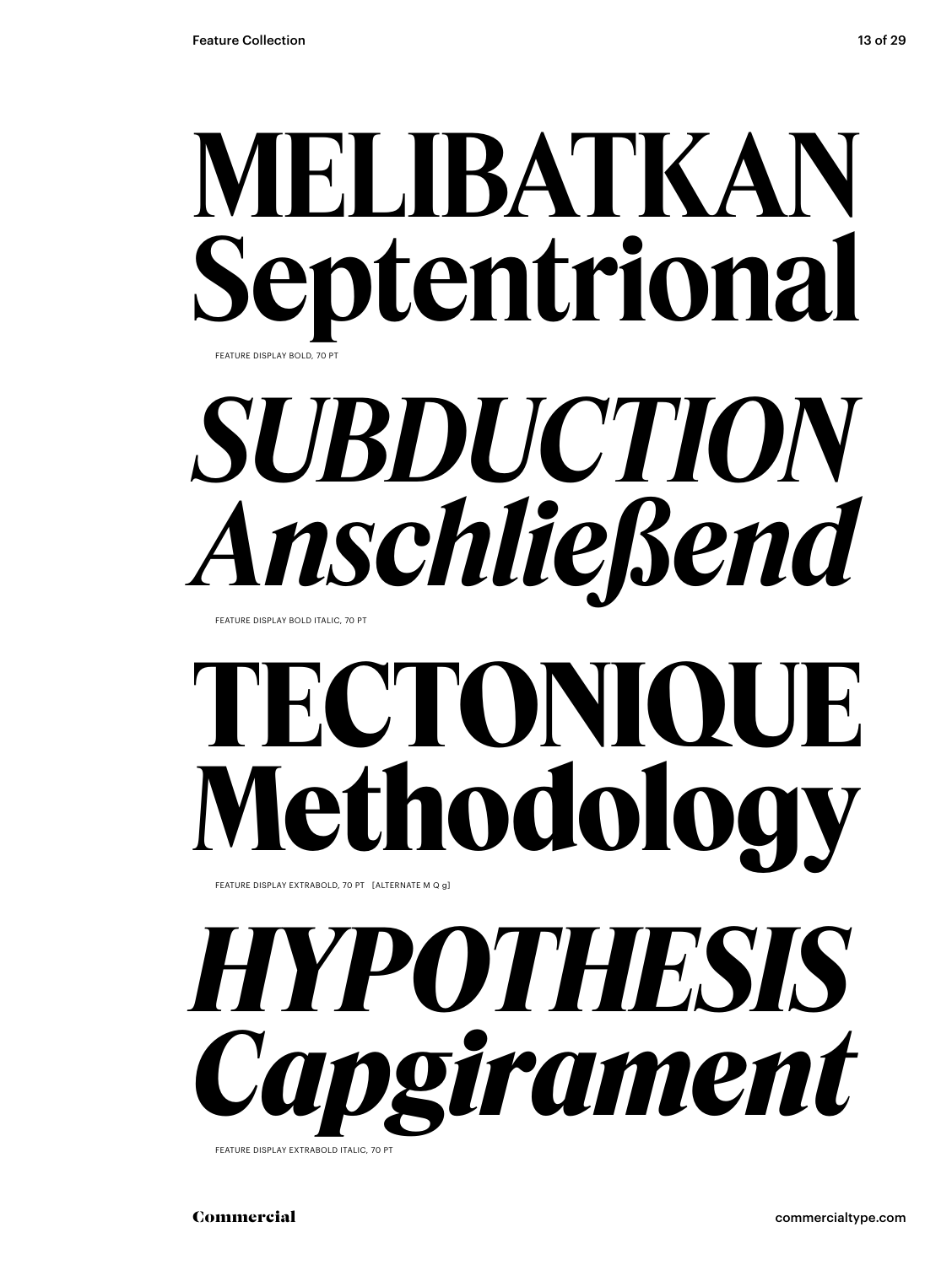# MELIBATKAN Septentrional

FEATURE DISPLAY BOLD, 70 PT

# *SUBDUCTION Anschließend*

FEATURE DISPLAY BOLD ITALIC, 70 PT

# TECTONIQUE Methodology

FEATURE DISPLAY EXTRABOLD, 70 PT [ALTERNATE M Q g]

# *HYPOTHESIS Capgirament*

FEATURE DISPLAY EXTRABOLD ITALIC, 70 PT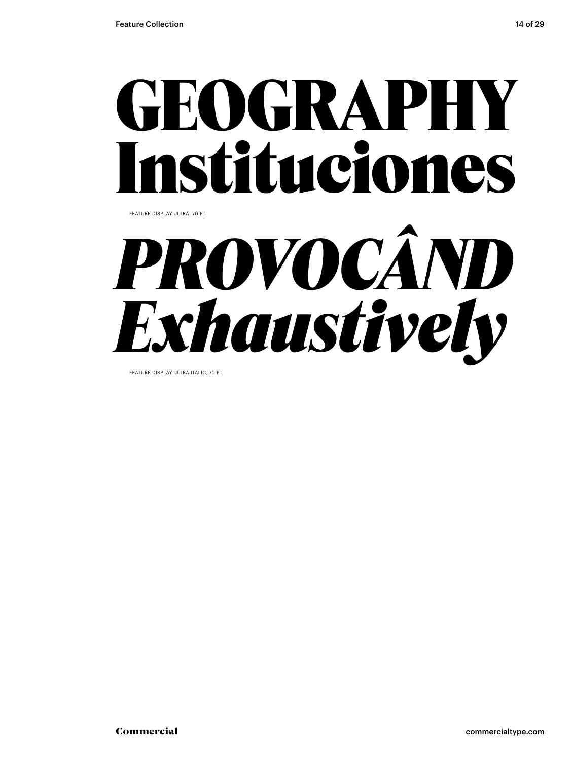# GEOGRAPHY Instituciones

FEATURE DISPLAY ULTRA, 70 PT

# *PROVOCÂND Exhaustively*

FEATURE DISPLAY ULTRA ITALIC, 70 PT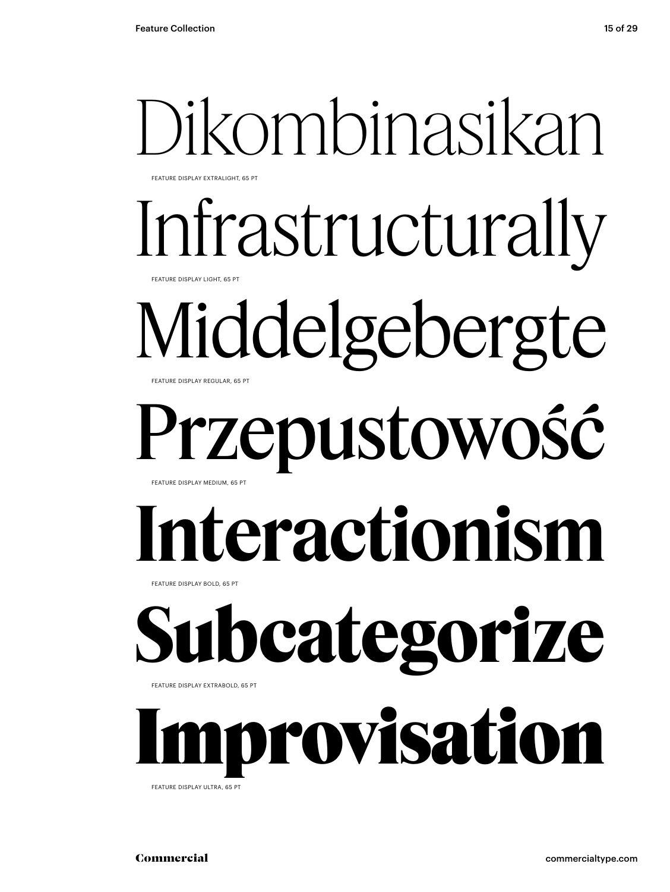# Dikombinasikan

FEATURE DISPLAY EXTRALIGHT, 65 PT

# Infrastructurally

FEATURE DISPLAY LIGHT, 65 PT

# Middelgebergte

FEATURE DISPLAY REGULAR, 65 PT

# Przepustowość

FEATURE DISPLAY MEDIUM, 65 PT

# **Interactionism**

FEATURE DISPLAY BOLD, 65 PT

# **Subcategorize**

FEATURE DISPLAY EXTRABOLD, 65 PT

# **Improvisation**

FEATURE DISPLAY ULTRA, 65 PT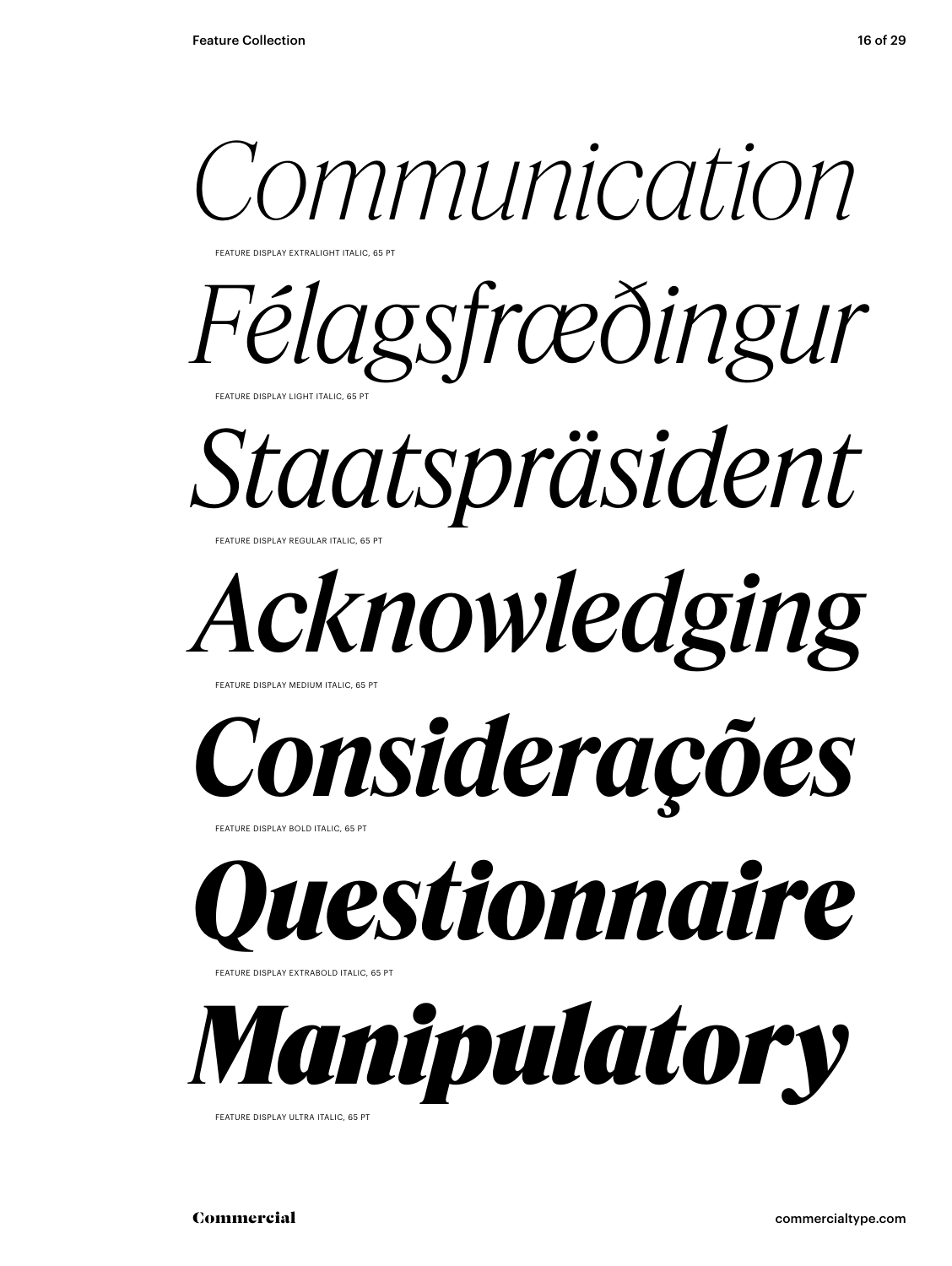*Communication*

FEATURE DISPLAY EXTRALIGHT ITALIC, 65 PT

*Félagsfræðingur*

FEATURE DISPLAY LIGHT ITALIC, 65 PT

*Staatspräsident*

FEATURE DISPLAY REGULAR ITALIC, 65 PT

***Acknowledging***

FEATURE DISPLAY MEDIUM ITALIC, 65 PT

***Considerações***

FEATURE DISPLAY BOLD ITALIC, 65 PT

***Questionnaire***

FEATURE DISPLAY EXTRABOLD ITALIC, 65 PT

***Manipulatory***

FEATURE DISPLAY ULTRA ITALIC, 65 PT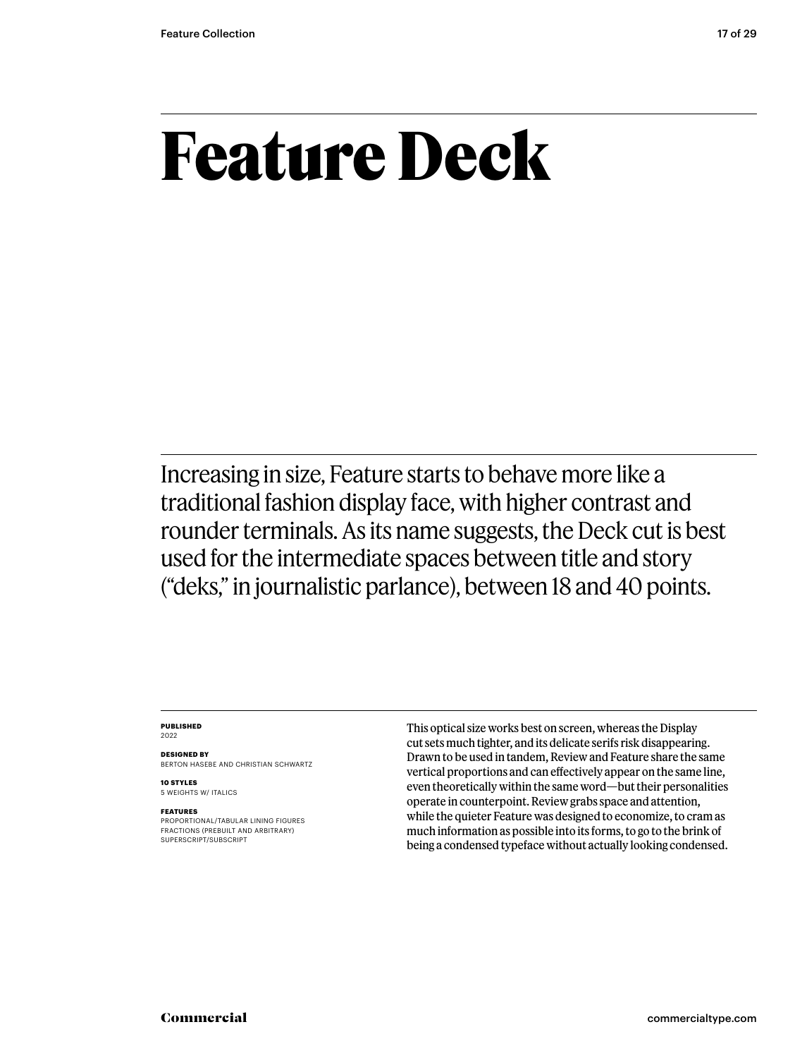# Feature Deck

Increasing in size, Feature starts to behave more like a traditional fashion display face, with higher contrast and rounder terminals. As its name suggests, the Deck cut is best used for the intermediate spaces between title and story ("deks," in journalistic parlance), between 18 and 40 points.

**PUBLISHED**
2022

**DESIGNED BY**
BERTON HASEBE AND CHRISTIAN SCHWARTZ

**10 STYLES**
5 WEIGHTS W/ ITALICS

**FEATURES**
PROPORTIONAL/TABULAR LINING FIGURES
FRACTIONS (PREBUILT AND ARBITRARY)
SUPERSCRIPT/SUBSCRIPT

This optical size works best on screen, whereas the Display cut sets much tighter, and its delicate serifs risk disappearing. Drawn to be used in tandem, Review and Feature share the same vertical proportions and can effectively appear on the same line, even theoretically within the same word—but their personalities operate in counterpoint. Review grabs space and attention, while the quieter Feature was designed to economize, to cram as much information as possible into its forms, to go to the brink of being a condensed typeface without actually looking condensed.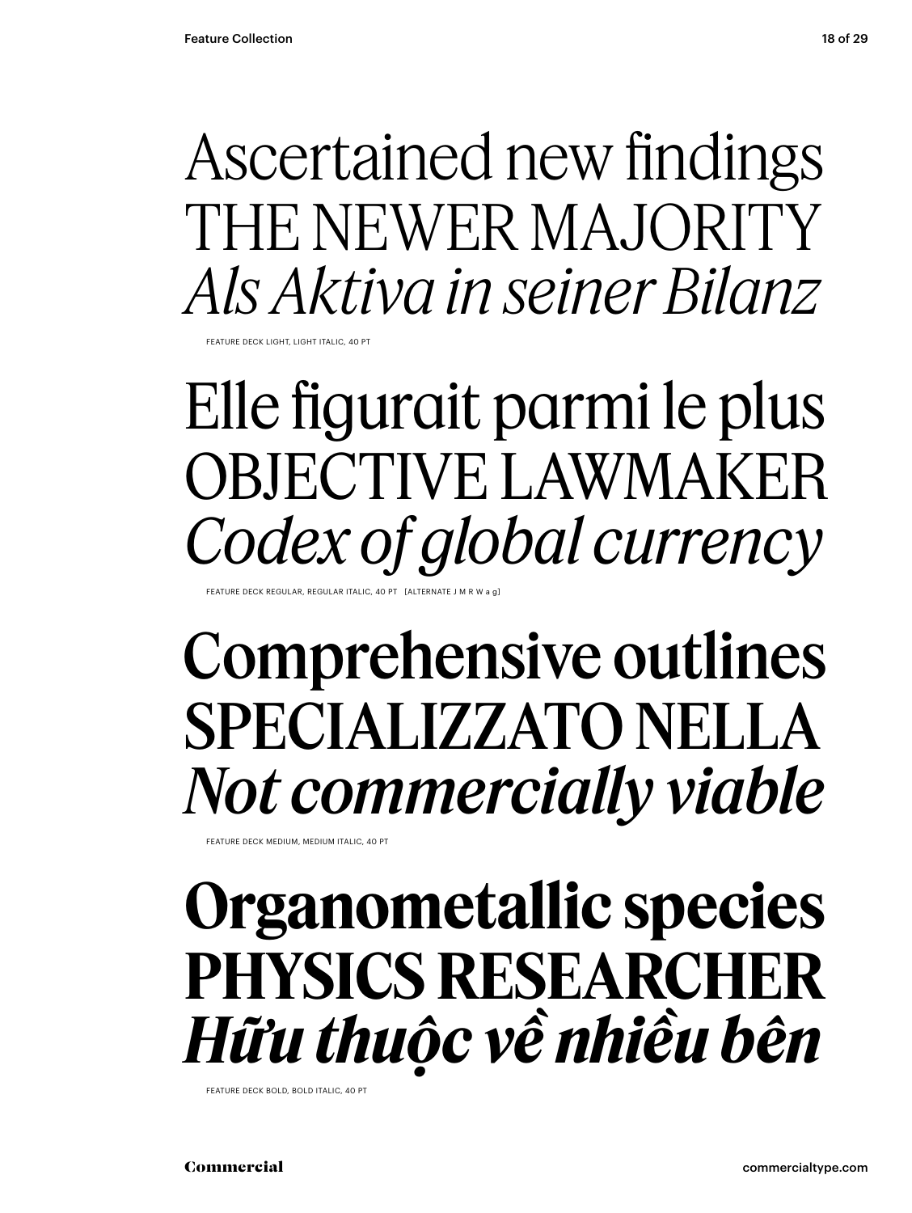Ascertained new findings
THE NEWER MAJORITY
*Als Aktiva in seiner Bilanz*

FEATURE DECK LIGHT, LIGHT ITALIC, 40 PT

Elle figurait parmi le plus
OBJECTIVE LAWMAKER
*Codex of global currency*

FEATURE DECK REGULAR, REGULAR ITALIC, 40 PT [ALTERNATE J M R W a g]

Comprehensive outlines
SPECIALIZZATO NELLA
*Not commercially viable*

FEATURE DECK MEDIUM, MEDIUM ITALIC, 40 PT

**Organometallic species**
**PHYSICS RESEARCHER**
***Hữu thuộc về nhiều bên***

FEATURE DECK BOLD, BOLD ITALIC, 40 PT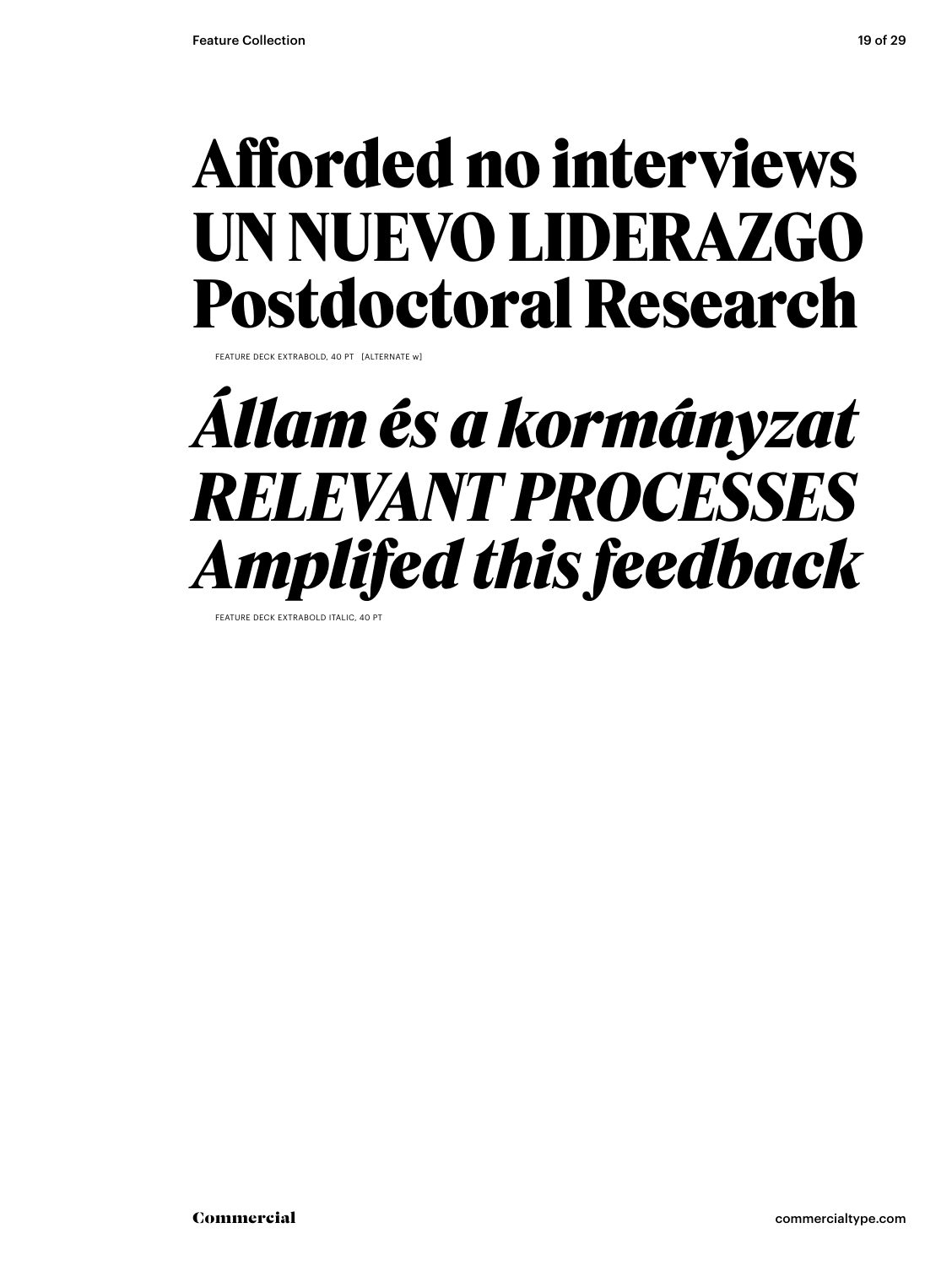**Afforded no interviews**
**UN NUEVO LIDERAZGO**
**Postdoctoral Research**

FEATURE DECK EXTRABOLD, 40 PT [ALTERNATE w]

***Állam és a kormányzat***
***RELEVANT PROCESSES***
***Amplifed this feedback***

FEATURE DECK EXTRABOLD ITALIC, 40 PT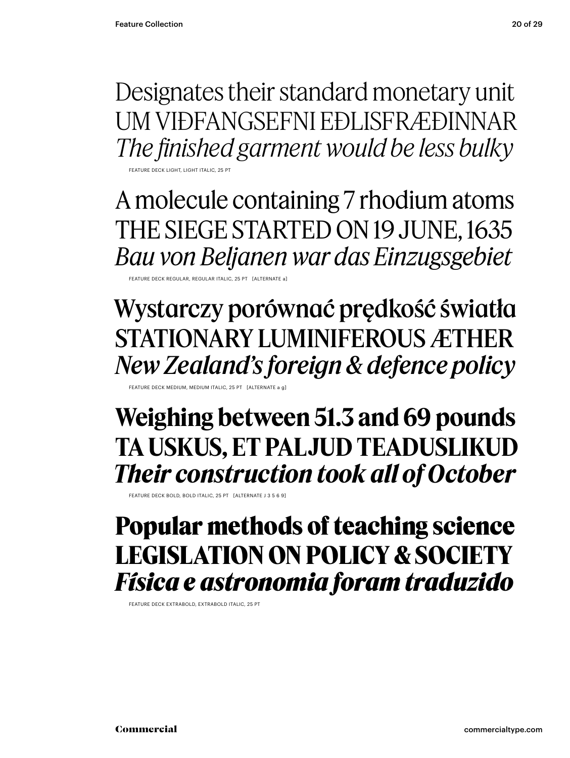Designates their standard monetary unit
UM VIÐFANGSEFNI EÐLISFRÆÐINNAR
*The finished garment would be less bulky*

FEATURE DECK LIGHT, LIGHT ITALIC, 25 PT

A molecule containing 7 rhodium atoms
THE SIEGE STARTED ON 19 JUNE, 1635
*Bau von Beljanen war das Einzugsgebiet*

FEATURE DECK REGULAR, REGULAR ITALIC, 25 PT [ALTERNATE a]

Wystarczy porównać prędkość światła
STATIONARY LUMINIFEROUS ÆTHER
*New Zealand's foreign & defence policy*

FEATURE DECK MEDIUM, MEDIUM ITALIC, 25 PT [ALTERNATE a g]

**Weighing between 51.3 and 69 pounds**
**TA USKUS, ET PALJUD TEADUSLIKUD**
***Their construction took all of October***

FEATURE DECK BOLD, BOLD ITALIC, 25 PT [ALTERNATE J 3 5 6 9]

**Popular methods of teaching science**
**LEGISLATION ON POLICY & SOCIETY**
***Física e astronomia foram traduzido***

FEATURE DECK EXTRABOLD, EXTRABOLD ITALIC, 25 PT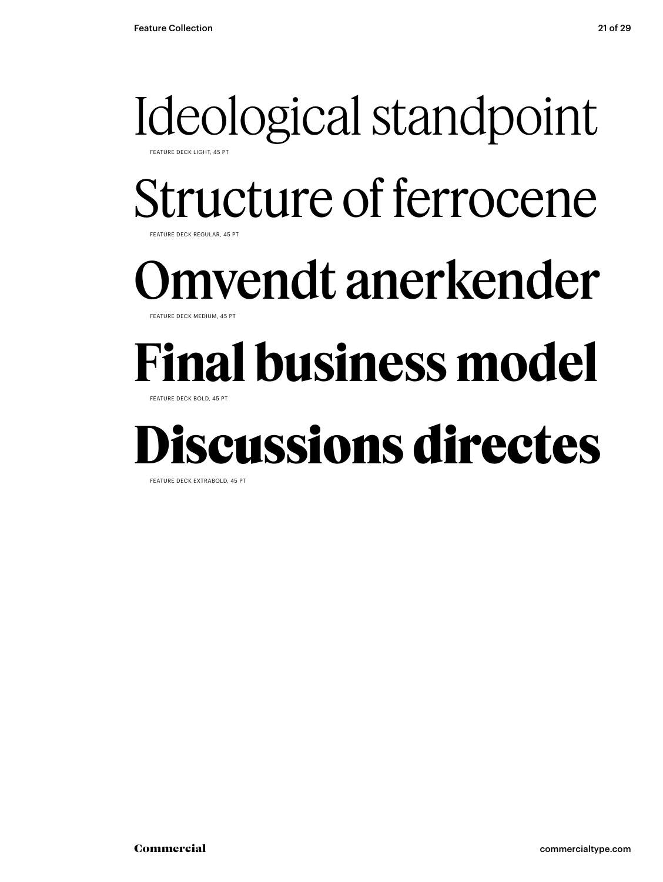Ideological standpoint

FEATURE DECK LIGHT, 45 PT

Structure of ferrocene

FEATURE DECK REGULAR, 45 PT

Omvendt anerkender

FEATURE DECK MEDIUM, 45 PT

**Final business model**

FEATURE DECK BOLD, 45 PT

**Discussions directes**

FEATURE DECK EXTRABOLD, 45 PT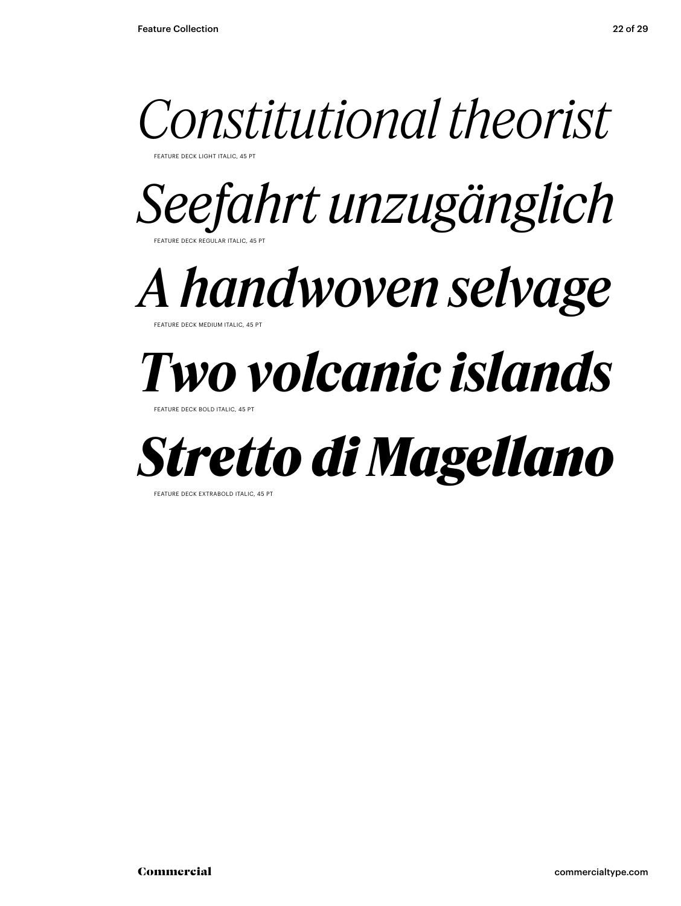*Constitutional theorist*

FEATURE DECK LIGHT ITALIC, 45 PT

*Seefahrt unzugänglich*

FEATURE DECK REGULAR ITALIC, 45 PT

***A handwoven selvage***

FEATURE DECK MEDIUM ITALIC, 45 PT

***Two volcanic islands***

FEATURE DECK BOLD ITALIC, 45 PT

***Stretto di Magellano***

FEATURE DECK EXTRABOLD ITALIC, 45 PT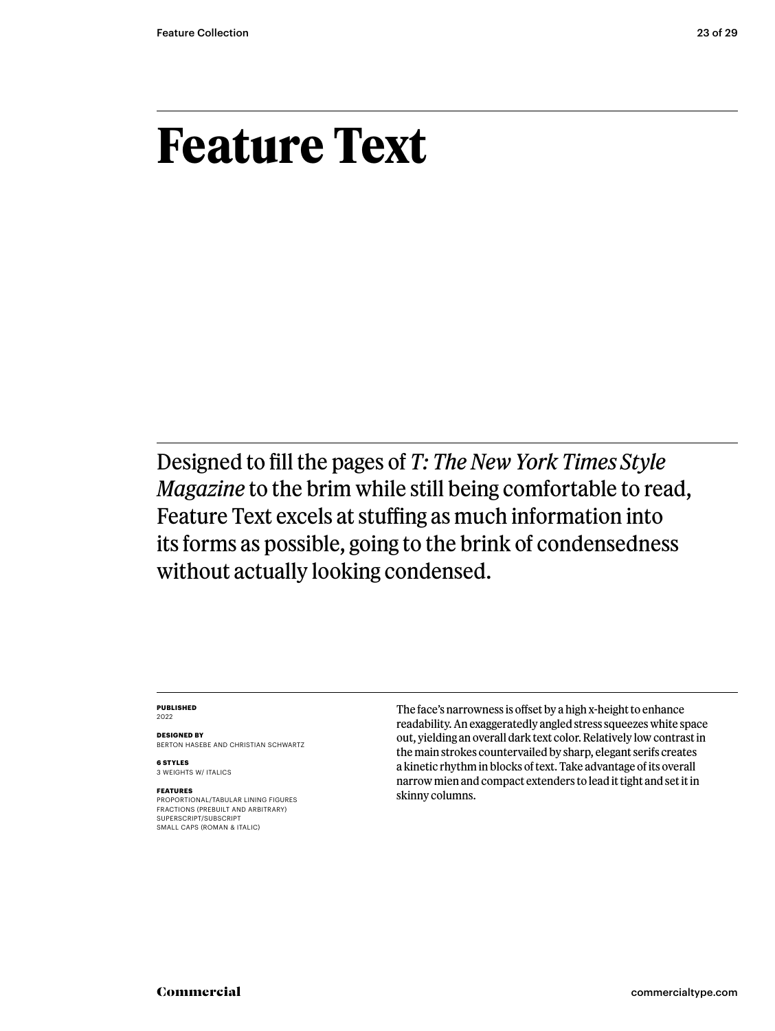# Feature Text

Designed to fill the pages of *T: The New York Times Style Magazine* to the brim while still being comfortable to read, Feature Text excels at stuffing as much information into its forms as possible, going to the brink of condensedness without actually looking condensed.

**PUBLISHED**
2022

**DESIGNED BY**
BERTON HASEBE AND CHRISTIAN SCHWARTZ

**6 STYLES**
3 WEIGHTS W/ ITALICS

**FEATURES**
PROPORTIONAL/TABULAR LINING FIGURES
FRACTIONS (PREBUILT AND ARBITRARY)
SUPERSCRIPT/SUBSCRIPT
SMALL CAPS (ROMAN & ITALIC)

The face's narrowness is offset by a high x-height to enhance readability. An exaggeratedly angled stress squeezes white space out, yielding an overall dark text color. Relatively low contrast in the main strokes countervailed by sharp, elegant serifs creates a kinetic rhythm in blocks of text. Take advantage of its overall narrow mien and compact extenders to lead it tight and set it in skinny columns.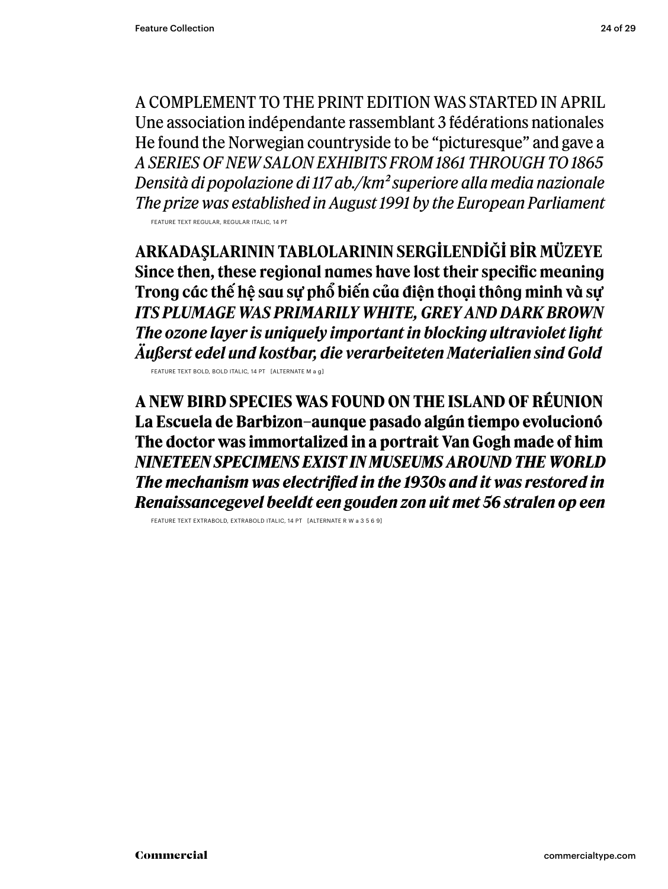A COMPLEMENT TO THE PRINT EDITION WAS STARTED IN APRIL
Une association indépendante rassemblant 3 fédérations nationales
He found the Norwegian countryside to be “picturesque” and gave a
*A SERIES OF NEW SALON EXHIBITS FROM 1861 THROUGH TO 1865*
*Densità di popolazione di 117 ab./km² superiore alla media nazionale*
*The prize was established in August 1991 by the European Parliament*

FEATURE TEXT REGULAR, REGULAR ITALIC, 14 PT

**ARKADAŞLARININ TABLOLARININ SERGİLENDİĞİ BİR MÜZEYE**
**Since then, these regional names have lost their specific meaning**
**Trong các thế hệ sau sự phổ biến của điện thoại thông minh và sự**
***ITS PLUMAGE WAS PRIMARILY WHITE, GREY AND DARK BROWN***
***The ozone layer is uniquely important in blocking ultraviolet light***
***Äußerst edel und kostbar, die verarbeiteten Materialien sind Gold***

FEATURE TEXT BOLD, BOLD ITALIC, 14 PT [ALTERNATE M a g]

**A NEW BIRD SPECIES WAS FOUND ON THE ISLAND OF RÉUNION**
**La Escuela de Barbizon–aunque pasado algún tiempo evolucionó**
**The doctor was immortalized in a portrait Van Gogh made of him**
***NINETEEN SPECIMENS EXIST IN MUSEUMS AROUND THE WORLD***
***The mechanism was electrified in the 1930s and it was restored in***
***Renaissancegevel beeldt een gouden zon uit met 56 stralen op een***

FEATURE TEXT EXTRABOLD, EXTRABOLD ITALIC, 14 PT [ALTERNATE R W a 3 5 6 9]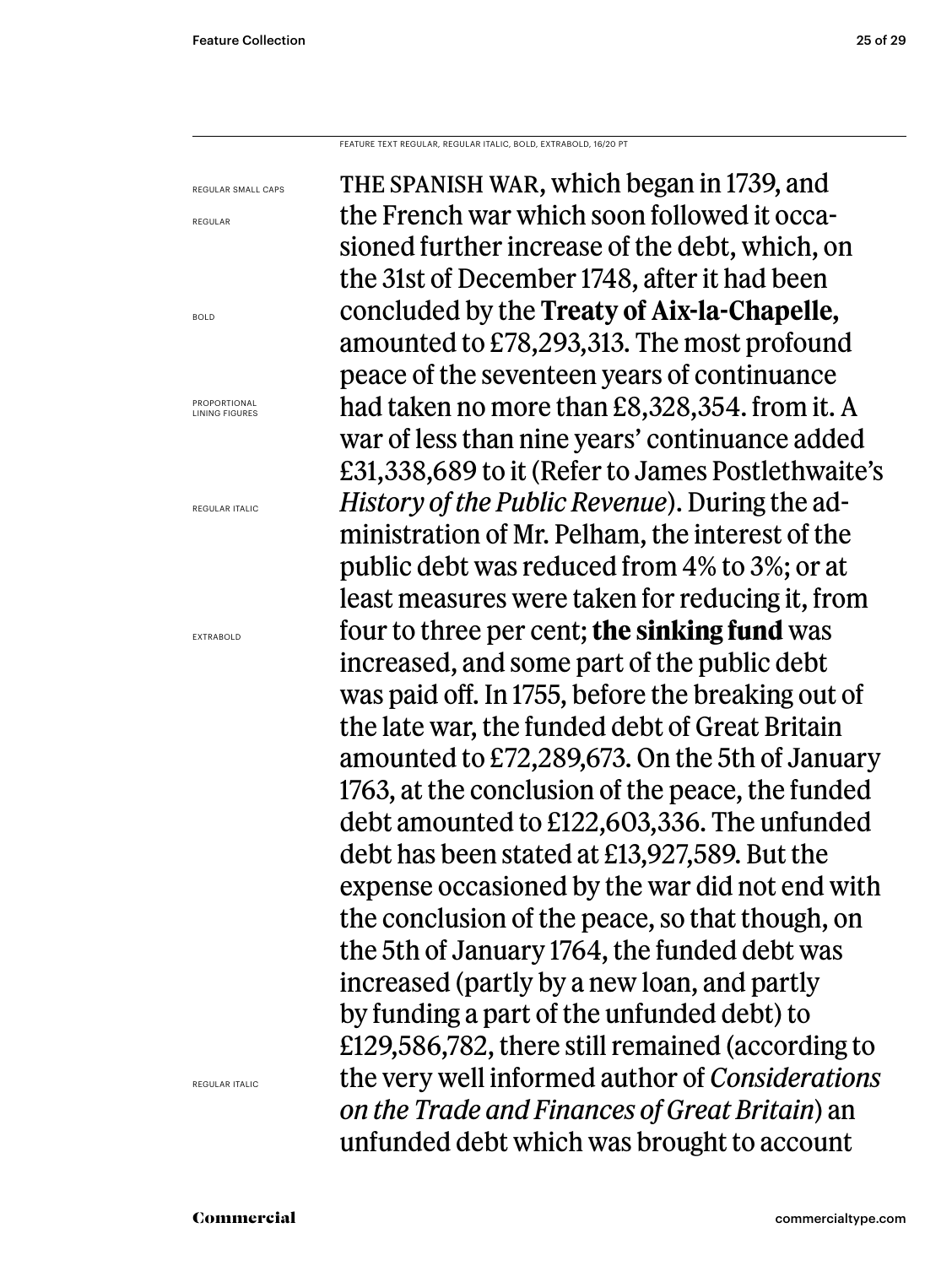FEATURE TEXT REGULAR, REGULAR ITALIC, BOLD, EXTRABOLD, 16/20 PT

REGULAR SMALL CAPS

REGULAR

BOLD

PROPORTIONAL LINING FIGURES

REGULAR ITALIC

EXTRABOLD

REGULAR ITALIC

THE SPANISH WAR, which began in 1739, and the French war which soon followed it occasioned further increase of the debt, which, on the 31st of December 1748, after it had been concluded by the **Treaty of Aix-la-Chapelle,** amounted to £78,293,313. The most profound peace of the seventeen years of continuance had taken no more than £8,328,354. from it. A war of less than nine years' continuance added £31,338,689 to it (Refer to James Postlethwaite's *History of the Public Revenue*). During the administration of Mr. Pelham, the interest of the public debt was reduced from 4% to 3%; or at least measures were taken for reducing it, from four to three per cent; **the sinking fund** was increased, and some part of the public debt was paid off. In 1755, before the breaking out of the late war, the funded debt of Great Britain amounted to £72,289,673. On the 5th of January 1763, at the conclusion of the peace, the funded debt amounted to £122,603,336. The unfunded debt has been stated at £13,927,589. But the expense occasioned by the war did not end with the conclusion of the peace, so that though, on the 5th of January 1764, the funded debt was increased (partly by a new loan, and partly by funding a part of the unfunded debt) to £129,586,782, there still remained (according to the very well informed author of *Considerations on the Trade and Finances of Great Britain*) an unfunded debt which was brought to account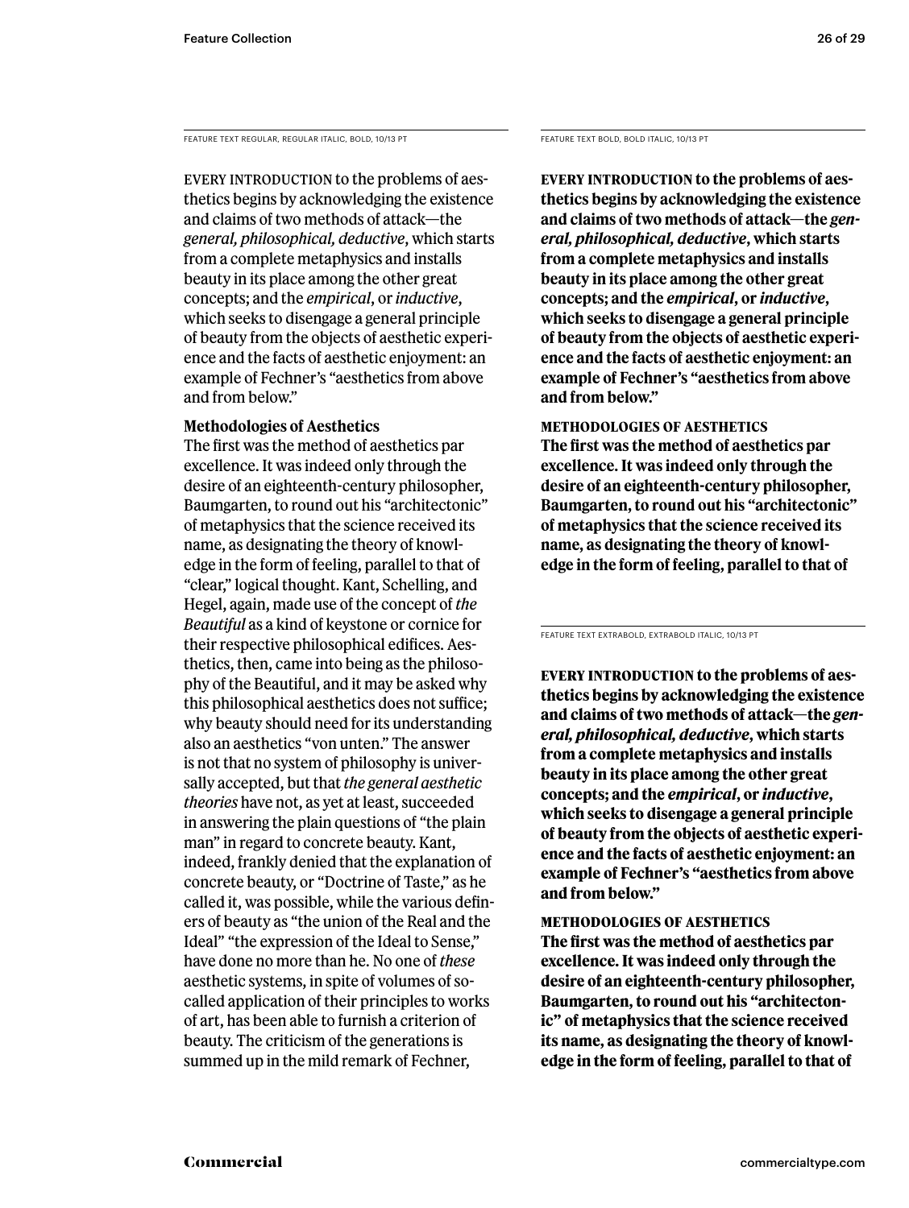FEATURE TEXT REGULAR, REGULAR ITALIC, BOLD, 10/13 PT

EVERY INTRODUCTION to the problems of aesthetics begins by acknowledging the existence and claims of two methods of attack—the *general, philosophical, deductive*, which starts from a complete metaphysics and installs beauty in its place among the other great concepts; and the *empirical*, or *inductive*, which seeks to disengage a general principle of beauty from the objects of aesthetic experience and the facts of aesthetic enjoyment: an example of Fechner's "aesthetics from above and from below."

**Methodologies of Aesthetics**

The first was the method of aesthetics par excellence. It was indeed only through the desire of an eighteenth-century philosopher, Baumgarten, to round out his "architectonic" of metaphysics that the science received its name, as designating the theory of knowledge in the form of feeling, parallel to that of "clear," logical thought. Kant, Schelling, and Hegel, again, made use of the concept of *the Beautiful* as a kind of keystone or cornice for their respective philosophical edifices. Aesthetics, then, came into being as the philosophy of the Beautiful, and it may be asked why this philosophical aesthetics does not suffice; why beauty should need for its understanding also an aesthetics "von unten." The answer is not that no system of philosophy is universally accepted, but that *the general aesthetic theories* have not, as yet at least, succeeded in answering the plain questions of "the plain man" in regard to concrete beauty. Kant, indeed, frankly denied that the explanation of concrete beauty, or "Doctrine of Taste," as he called it, was possible, while the various definers of beauty as "the union of the Real and the Ideal" "the expression of the Ideal to Sense," have done no more than he. No one of *these* aesthetic systems, in spite of volumes of so-called application of their principles to works of art, has been able to furnish a criterion of beauty. The criticism of the generations is summed up in the mild remark of Fechner,

FEATURE TEXT BOLD, BOLD ITALIC, 10/13 PT

**EVERY INTRODUCTION to the problems of aesthetics begins by acknowledging the existence and claims of two methods of attack—the *general, philosophical, deductive*, which starts from a complete metaphysics and installs beauty in its place among the other great concepts; and the *empirical*, or *inductive*, which seeks to disengage a general principle of beauty from the objects of aesthetic experience and the facts of aesthetic enjoyment: an example of Fechner's "aesthetics from above and from below."**

**METHODOLOGIES OF AESTHETICS**

**The first was the method of aesthetics par excellence. It was indeed only through the desire of an eighteenth-century philosopher, Baumgarten, to round out his "architectonic" of metaphysics that the science received its name, as designating the theory of knowledge in the form of feeling, parallel to that of**

FEATURE TEXT EXTRABOLD, EXTRABOLD ITALIC, 10/13 PT

**EVERY INTRODUCTION to the problems of aesthetics begins by acknowledging the existence and claims of two methods of attack—the *general, philosophical, deductive*, which starts from a complete metaphysics and installs beauty in its place among the other great concepts; and the *empirical*, or *inductive*, which seeks to disengage a general principle of beauty from the objects of aesthetic experience and the facts of aesthetic enjoyment: an example of Fechner's "aesthetics from above and from below."**

**METHODOLOGIES OF AESTHETICS**

**The first was the method of aesthetics par excellence. It was indeed only through the desire of an eighteenth-century philosopher, Baumgarten, to round out his "architectonic" of metaphysics that the science received its name, as designating the theory of knowledge in the form of feeling, parallel to that of**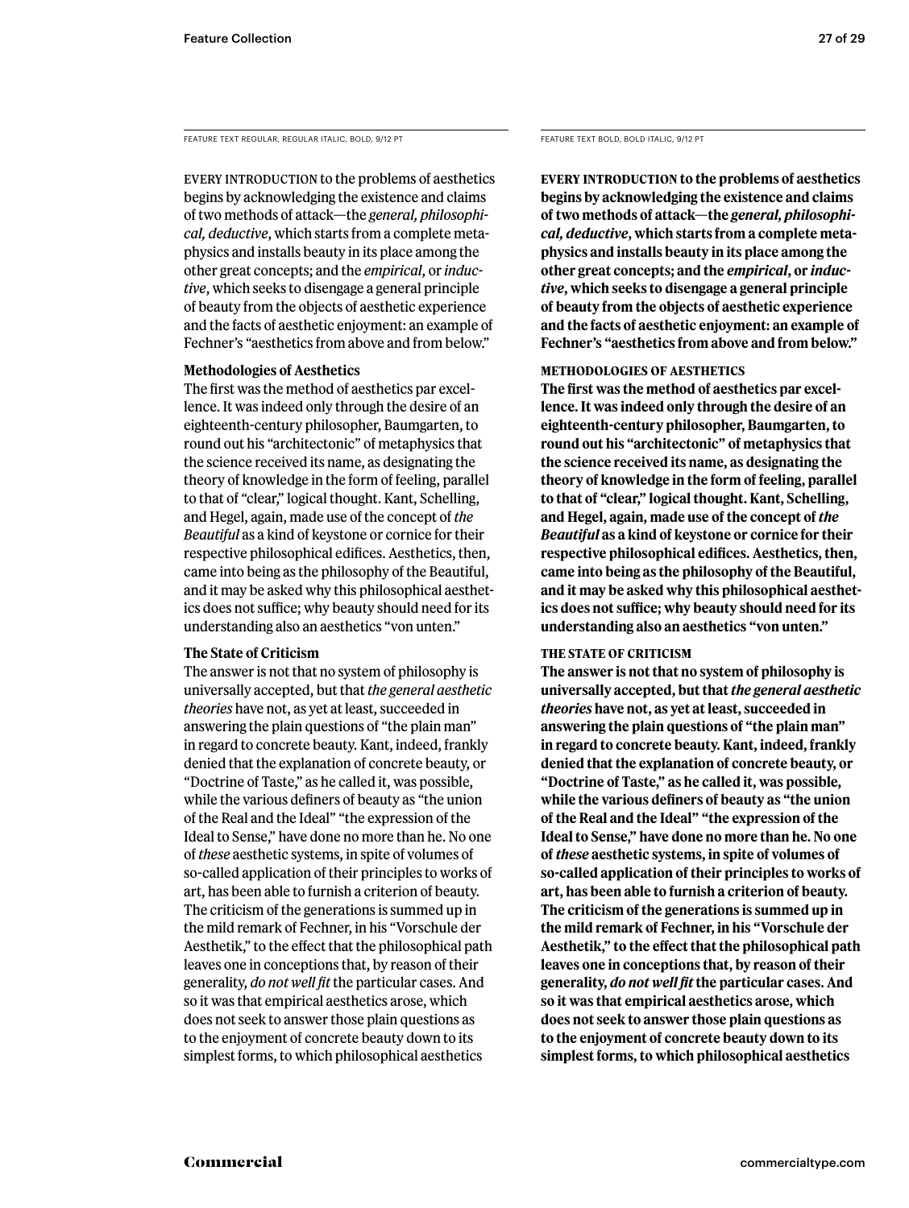FEATURE TEXT REGULAR, REGULAR ITALIC, BOLD, 9/12 PT

EVERY INTRODUCTION to the problems of aesthetics begins by acknowledging the existence and claims of two methods of attack—the *general, philosophical, deductive*, which starts from a complete metaphysics and installs beauty in its place among the other great concepts; and the *empirical*, or *inductive*, which seeks to disengage a general principle of beauty from the objects of aesthetic experience and the facts of aesthetic enjoyment: an example of Fechner's "aesthetics from above and from below."

**Methodologies of Aesthetics**

The first was the method of aesthetics par excellence. It was indeed only through the desire of an eighteenth-century philosopher, Baumgarten, to round out his "architectonic" of metaphysics that the science received its name, as designating the theory of knowledge in the form of feeling, parallel to that of "clear," logical thought. Kant, Schelling, and Hegel, again, made use of the concept of *the Beautiful* as a kind of keystone or cornice for their respective philosophical edifices. Aesthetics, then, came into being as the philosophy of the Beautiful, and it may be asked why this philosophical aesthetics does not suffice; why beauty should need for its understanding also an aesthetics "von unten."

**The State of Criticism**

The answer is not that no system of philosophy is universally accepted, but that *the general aesthetic theories* have not, as yet at least, succeeded in answering the plain questions of "the plain man" in regard to concrete beauty. Kant, indeed, frankly denied that the explanation of concrete beauty, or "Doctrine of Taste," as he called it, was possible, while the various definers of beauty as "the union of the Real and the Ideal" "the expression of the Ideal to Sense," have done no more than he. No one of *these* aesthetic systems, in spite of volumes of so-called application of their principles to works of art, has been able to furnish a criterion of beauty. The criticism of the generations is summed up in the mild remark of Fechner, in his "Vorschule der Aesthetik," to the effect that the philosophical path leaves one in conceptions that, by reason of their generality, *do not well fit* the particular cases. And so it was that empirical aesthetics arose, which does not seek to answer those plain questions as to the enjoyment of concrete beauty down to its simplest forms, to which philosophical aesthetics

FEATURE TEXT BOLD, BOLD ITALIC, 9/12 PT

**EVERY INTRODUCTION to the problems of aesthetics begins by acknowledging the existence and claims of two methods of attack—the *general, philosophical, deductive*, which starts from a complete metaphysics and installs beauty in its place among the other great concepts; and the *empirical*, or *inductive*, which seeks to disengage a general principle of beauty from the objects of aesthetic experience and the facts of aesthetic enjoyment: an example of Fechner's "aesthetics from above and from below."**

**METHODOLOGIES OF AESTHETICS**

**The first was the method of aesthetics par excellence. It was indeed only through the desire of an eighteenth-century philosopher, Baumgarten, to round out his "architectonic" of metaphysics that the science received its name, as designating the theory of knowledge in the form of feeling, parallel to that of "clear," logical thought. Kant, Schelling, and Hegel, again, made use of the concept of *the Beautiful* as a kind of keystone or cornice for their respective philosophical edifices. Aesthetics, then, came into being as the philosophy of the Beautiful, and it may be asked why this philosophical aesthetics does not suffice; why beauty should need for its understanding also an aesthetics "von unten."**

**THE STATE OF CRITICISM**

**The answer is not that no system of philosophy is universally accepted, but that *the general aesthetic theories* have not, as yet at least, succeeded in answering the plain questions of "the plain man" in regard to concrete beauty. Kant, indeed, frankly denied that the explanation of concrete beauty, or "Doctrine of Taste," as he called it, was possible, while the various definers of beauty as "the union of the Real and the Ideal" "the expression of the Ideal to Sense," have done no more than he. No one of *these* aesthetic systems, in spite of volumes of so-called application of their principles to works of art, has been able to furnish a criterion of beauty. The criticism of the generations is summed up in the mild remark of Fechner, in his "Vorschule der Aesthetik," to the effect that the philosophical path leaves one in conceptions that, by reason of their generality, *do not well fit* the particular cases. And so it was that empirical aesthetics arose, which does not seek to answer those plain questions as to the enjoyment of concrete beauty down to its simplest forms, to which philosophical aesthetics**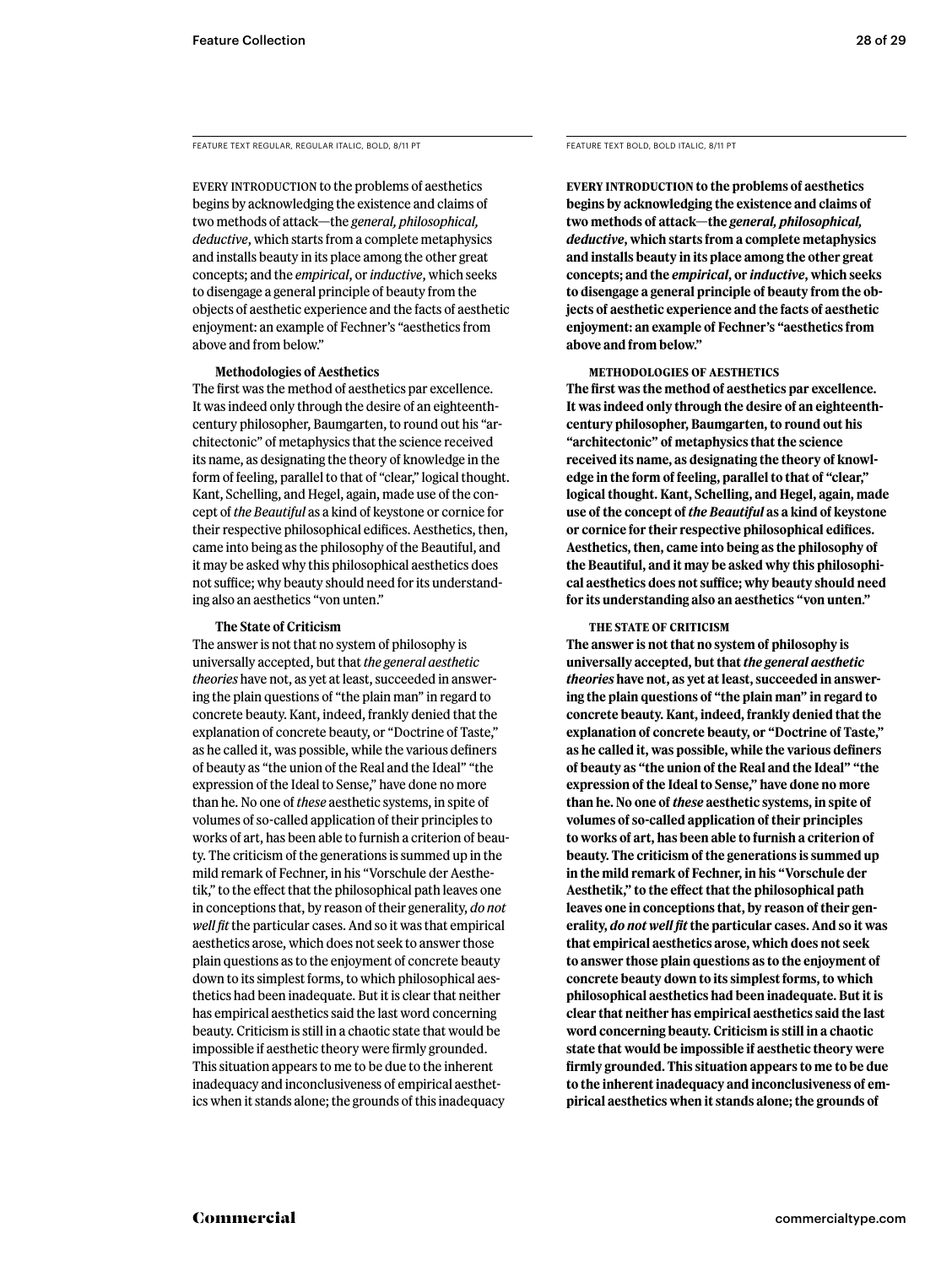FEATURE TEXT REGULAR, REGULAR ITALIC, BOLD, 8/11 PT

EVERY INTRODUCTION to the problems of aesthetics begins by acknowledging the existence and claims of two methods of attack—the *general, philosophical, deductive*, which starts from a complete metaphysics and installs beauty in its place among the other great concepts; and the *empirical*, or *inductive*, which seeks to disengage a general principle of beauty from the objects of aesthetic experience and the facts of aesthetic enjoyment: an example of Fechner's "aesthetics from above and from below."

**Methodologies of Aesthetics**

The first was the method of aesthetics par excellence. It was indeed only through the desire of an eighteenth-century philosopher, Baumgarten, to round out his "architectonic" of metaphysics that the science received its name, as designating the theory of knowledge in the form of feeling, parallel to that of "clear," logical thought. Kant, Schelling, and Hegel, again, made use of the concept of *the Beautiful* as a kind of keystone or cornice for their respective philosophical edifices. Aesthetics, then, came into being as the philosophy of the Beautiful, and it may be asked why this philosophical aesthetics does not suffice; why beauty should need for its understanding also an aesthetics "von unten."

**The State of Criticism**

The answer is not that no system of philosophy is universally accepted, but that *the general aesthetic theories* have not, as yet at least, succeeded in answering the plain questions of "the plain man" in regard to concrete beauty. Kant, indeed, frankly denied that the explanation of concrete beauty, or "Doctrine of Taste," as he called it, was possible, while the various definers of beauty as "the union of the Real and the Ideal" "the expression of the Ideal to Sense," have done no more than he. No one of *these* aesthetic systems, in spite of volumes of so-called application of their principles to works of art, has been able to furnish a criterion of beauty. The criticism of the generations is summed up in the mild remark of Fechner, in his "Vorschule der Aesthetik," to the effect that the philosophical path leaves one in conceptions that, by reason of their generality, *do not well fit* the particular cases. And so it was that empirical aesthetics arose, which does not seek to answer those plain questions as to the enjoyment of concrete beauty down to its simplest forms, to which philosophical aesthetics had been inadequate. But it is clear that neither has empirical aesthetics said the last word concerning beauty. Criticism is still in a chaotic state that would be impossible if aesthetic theory were firmly grounded. This situation appears to me to be due to the inherent inadequacy and inconclusiveness of empirical aesthetics when it stands alone; the grounds of this inadequacy

FEATURE TEXT BOLD, BOLD ITALIC, 8/11 PT

**EVERY INTRODUCTION to the problems of aesthetics begins by acknowledging the existence and claims of two methods of attack—the *general, philosophical, deductive*, which starts from a complete metaphysics and installs beauty in its place among the other great concepts; and the *empirical*, or *inductive*, which seeks to disengage a general principle of beauty from the objects of aesthetic experience and the facts of aesthetic enjoyment: an example of Fechner's "aesthetics from above and from below."**

**METHODOLOGIES OF AESTHETICS**

**The first was the method of aesthetics par excellence. It was indeed only through the desire of an eighteenth-century philosopher, Baumgarten, to round out his "architectonic" of metaphysics that the science received its name, as designating the theory of knowledge in the form of feeling, parallel to that of "clear," logical thought. Kant, Schelling, and Hegel, again, made use of the concept of *the Beautiful* as a kind of keystone or cornice for their respective philosophical edifices. Aesthetics, then, came into being as the philosophy of the Beautiful, and it may be asked why this philosophical aesthetics does not suffice; why beauty should need for its understanding also an aesthetics "von unten."**

**THE STATE OF CRITICISM**

**The answer is not that no system of philosophy is universally accepted, but that *the general aesthetic theories* have not, as yet at least, succeeded in answering the plain questions of "the plain man" in regard to concrete beauty. Kant, indeed, frankly denied that the explanation of concrete beauty, or "Doctrine of Taste," as he called it, was possible, while the various definers of beauty as "the union of the Real and the Ideal" "the expression of the Ideal to Sense," have done no more than he. No one of *these* aesthetic systems, in spite of volumes of so-called application of their principles to works of art, has been able to furnish a criterion of beauty. The criticism of the generations is summed up in the mild remark of Fechner, in his "Vorschule der Aesthetik," to the effect that the philosophical path leaves one in conceptions that, by reason of their generality, *do not well fit* the particular cases. And so it was that empirical aesthetics arose, which does not seek to answer those plain questions as to the enjoyment of concrete beauty down to its simplest forms, to which philosophical aesthetics had been inadequate. But it is clear that neither has empirical aesthetics said the last word concerning beauty. Criticism is still in a chaotic state that would be impossible if aesthetic theory were firmly grounded. This situation appears to me to be due to the inherent inadequacy and inconclusiveness of empirical aesthetics when it stands alone; the grounds of**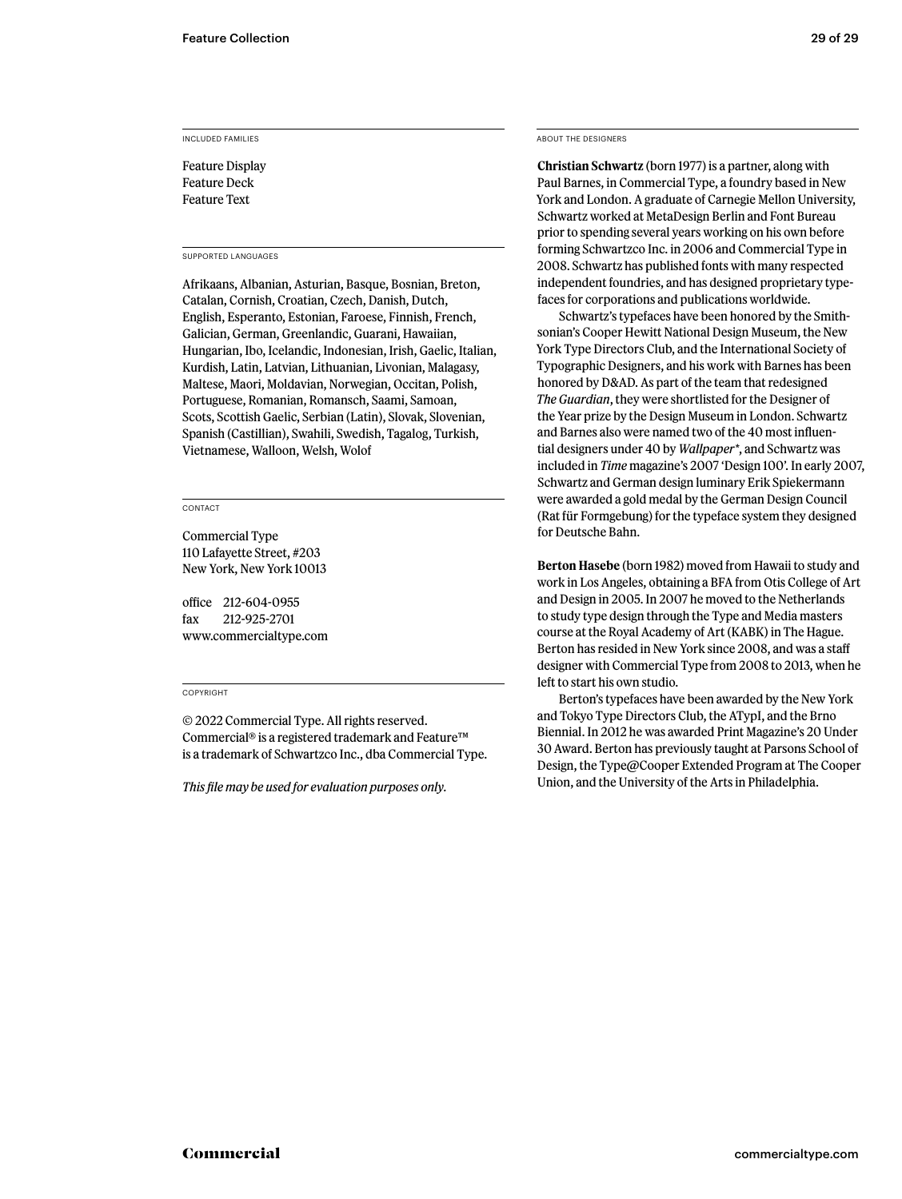## INCLUDED FAMILIES

Feature Display
Feature Deck
Feature Text

## SUPPORTED LANGUAGES

Afrikaans, Albanian, Asturian, Basque, Bosnian, Breton, Catalan, Cornish, Croatian, Czech, Danish, Dutch, English, Esperanto, Estonian, Faroese, Finnish, French, Galician, German, Greenlandic, Guarani, Hawaiian, Hungarian, Ibo, Icelandic, Indonesian, Irish, Gaelic, Italian, Kurdish, Latin, Latvian, Lithuanian, Livonian, Malagasy, Maltese, Maori, Moldavian, Norwegian, Occitan, Polish, Portuguese, Romanian, Romansch, Saami, Samoan, Scots, Scottish Gaelic, Serbian (Latin), Slovak, Slovenian, Spanish (Castillian), Swahili, Swedish, Tagalog, Turkish, Vietnamese, Walloon, Welsh, Wolof

## CONTACT

Commercial Type
110 Lafayette Street, #203
New York, New York 10013

office 212-604-0955
fax 212-925-2701
www.commercialtype.com

## COPYRIGHT

© 2022 Commercial Type. All rights reserved. Commercial® is a registered trademark and Feature™ is a trademark of Schwartzco Inc., dba Commercial Type.

*This file may be used for evaluation purposes only.*

## ABOUT THE DESIGNERS

**Christian Schwartz** (born 1977) is a partner, along with Paul Barnes, in Commercial Type, a foundry based in New York and London. A graduate of Carnegie Mellon University, Schwartz worked at MetaDesign Berlin and Font Bureau prior to spending several years working on his own before forming Schwartzco Inc. in 2006 and Commercial Type in 2008. Schwartz has published fonts with many respected independent foundries, and has designed proprietary typefaces for corporations and publications worldwide.

Schwartz's typefaces have been honored by the Smithsonian's Cooper Hewitt National Design Museum, the New York Type Directors Club, and the International Society of Typographic Designers, and his work with Barnes has been honored by D&AD. As part of the team that redesigned *The Guardian*, they were shortlisted for the Designer of the Year prize by the Design Museum in London. Schwartz and Barnes also were named two of the 40 most influential designers under 40 by *Wallpaper**, and Schwartz was included in *Time* magazine's 2007 'Design 100'. In early 2007, Schwartz and German design luminary Erik Spiekermann were awarded a gold medal by the German Design Council (Rat für Formgebung) for the typeface system they designed for Deutsche Bahn.

**Berton Hasebe** (born 1982) moved from Hawaii to study and work in Los Angeles, obtaining a BFA from Otis College of Art and Design in 2005. In 2007 he moved to the Netherlands to study type design through the Type and Media masters course at the Royal Academy of Art (KABK) in The Hague. Berton has resided in New York since 2008, and was a staff designer with Commercial Type from 2008 to 2013, when he left to start his own studio.

Berton's typefaces have been awarded by the New York and Tokyo Type Directors Club, the ATypI, and the Brno Biennial. In 2012 he was awarded Print Magazine's 20 Under 30 Award. Berton has previously taught at Parsons School of Design, the Type@Cooper Extended Program at The Cooper Union, and the University of the Arts in Philadelphia.